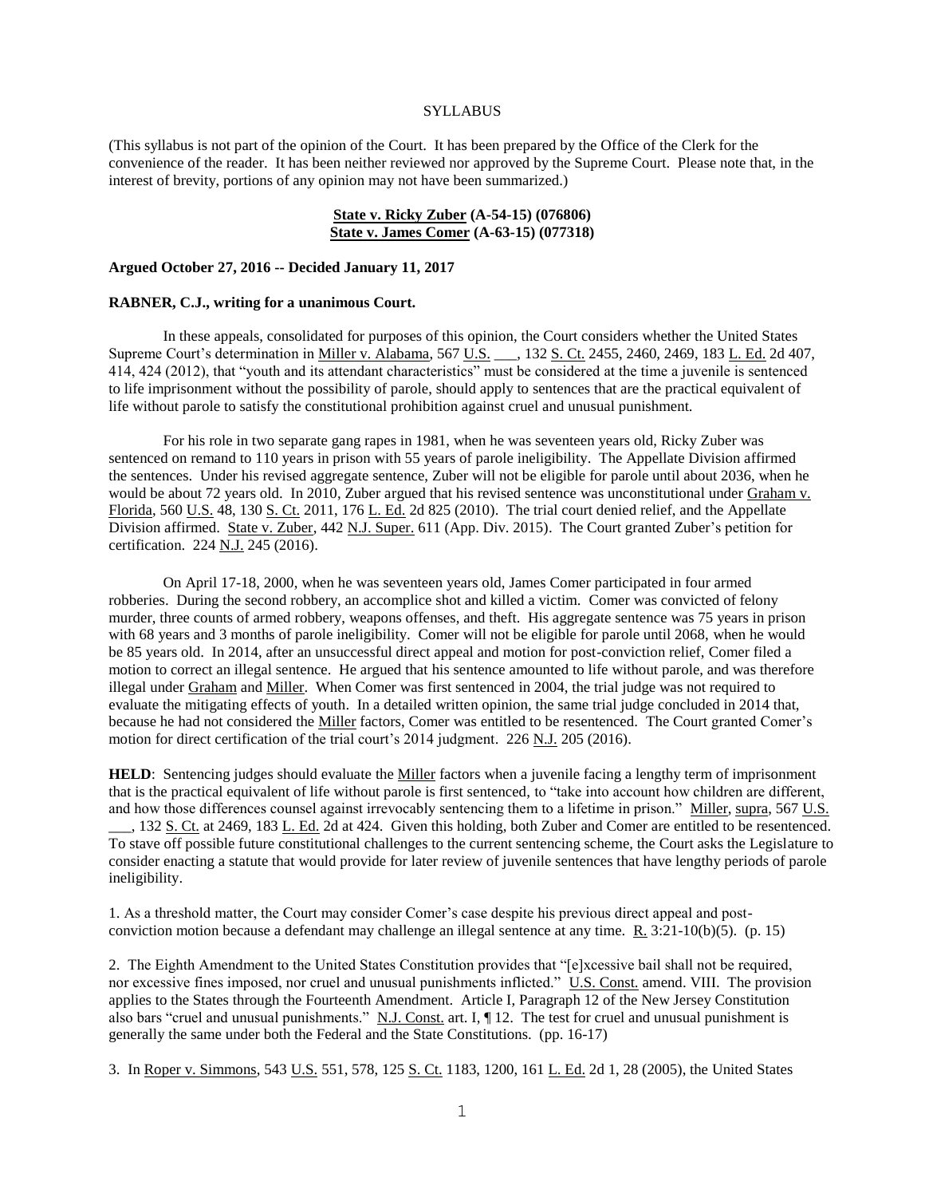SYLLABUS

(This syllabus is not part of the opinion of the Court. It has been prepared by the Office of the Clerk for the convenience of the reader. It has been neither reviewed nor approved by the Supreme Court. Please note that, in the interest of brevity, portions of any opinion may not have been summarized.)

**State v. Ricky Zuber (A-54-15) (076806)**
**State v. James Comer (A-63-15) (077318)**

**Argued October 27, 2016 -- Decided January 11, 2017**

**RABNER, C.J., writing for a unanimous Court.**

In these appeals, consolidated for purposes of this opinion, the Court considers whether the United States Supreme Court's determination in Miller v. Alabama, 567 U.S. ___, 132 S. Ct. 2455, 2460, 2469, 183 L. Ed. 2d 407, 414, 424 (2012), that "youth and its attendant characteristics" must be considered at the time a juvenile is sentenced to life imprisonment without the possibility of parole, should apply to sentences that are the practical equivalent of life without parole to satisfy the constitutional prohibition against cruel and unusual punishment.

For his role in two separate gang rapes in 1981, when he was seventeen years old, Ricky Zuber was sentenced on remand to 110 years in prison with 55 years of parole ineligibility. The Appellate Division affirmed the sentences. Under his revised aggregate sentence, Zuber will not be eligible for parole until about 2036, when he would be about 72 years old. In 2010, Zuber argued that his revised sentence was unconstitutional under Graham v. Florida, 560 U.S. 48, 130 S. Ct. 2011, 176 L. Ed. 2d 825 (2010). The trial court denied relief, and the Appellate Division affirmed. State v. Zuber, 442 N.J. Super. 611 (App. Div. 2015). The Court granted Zuber's petition for certification. 224 N.J. 245 (2016).

On April 17-18, 2000, when he was seventeen years old, James Comer participated in four armed robberies. During the second robbery, an accomplice shot and killed a victim. Comer was convicted of felony murder, three counts of armed robbery, weapons offenses, and theft. His aggregate sentence was 75 years in prison with 68 years and 3 months of parole ineligibility. Comer will not be eligible for parole until 2068, when he would be 85 years old. In 2014, after an unsuccessful direct appeal and motion for post-conviction relief, Comer filed a motion to correct an illegal sentence. He argued that his sentence amounted to life without parole, and was therefore illegal under Graham and Miller. When Comer was first sentenced in 2004, the trial judge was not required to evaluate the mitigating effects of youth. In a detailed written opinion, the same trial judge concluded in 2014 that, because he had not considered the Miller factors, Comer was entitled to be resentenced. The Court granted Comer's motion for direct certification of the trial court's 2014 judgment. 226 N.J. 205 (2016).

**HELD**: Sentencing judges should evaluate the Miller factors when a juvenile facing a lengthy term of imprisonment that is the practical equivalent of life without parole is first sentenced, to "take into account how children are different, and how those differences counsel against irrevocably sentencing them to a lifetime in prison." Miller, supra, 567 U.S. ___, 132 S. Ct. at 2469, 183 L. Ed. 2d at 424. Given this holding, both Zuber and Comer are entitled to be resentenced. To stave off possible future constitutional challenges to the current sentencing scheme, the Court asks the Legislature to consider enacting a statute that would provide for later review of juvenile sentences that have lengthy periods of parole ineligibility.

1. As a threshold matter, the Court may consider Comer's case despite his previous direct appeal and post-conviction motion because a defendant may challenge an illegal sentence at any time. R. 3:21-10(b)(5). (p. 15)

2. The Eighth Amendment to the United States Constitution provides that "[e]xcessive bail shall not be required, nor excessive fines imposed, nor cruel and unusual punishments inflicted." U.S. Const. amend. VIII. The provision applies to the States through the Fourteenth Amendment. Article I, Paragraph 12 of the New Jersey Constitution also bars "cruel and unusual punishments." N.J. Const. art. I, ¶ 12. The test for cruel and unusual punishment is generally the same under both the Federal and the State Constitutions. (pp. 16-17)

3. In Roper v. Simmons, 543 U.S. 551, 578, 125 S. Ct. 1183, 1200, 161 L. Ed. 2d 1, 28 (2005), the United States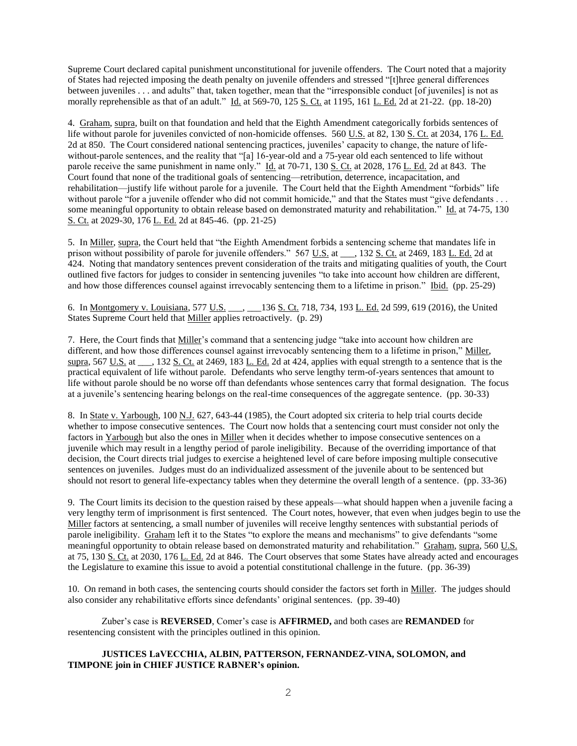Supreme Court declared capital punishment unconstitutional for juvenile offenders. The Court noted that a majority of States had rejected imposing the death penalty on juvenile offenders and stressed "[t]hree general differences between juveniles . . . and adults" that, taken together, mean that the "irresponsible conduct [of juveniles] is not as morally reprehensible as that of an adult." Id. at 569-70, 125 S. Ct. at 1195, 161 L. Ed. 2d at 21-22. (pp. 18-20)

4. Graham, supra, built on that foundation and held that the Eighth Amendment categorically forbids sentences of life without parole for juveniles convicted of non-homicide offenses. 560 U.S. at 82, 130 S. Ct. at 2034, 176 L. Ed. 2d at 850. The Court considered national sentencing practices, juveniles' capacity to change, the nature of life-without-parole sentences, and the reality that "[a] 16-year-old and a 75-year old each sentenced to life without parole receive the same punishment in name only." Id. at 70-71, 130 S. Ct. at 2028, 176 L. Ed. 2d at 843. The Court found that none of the traditional goals of sentencing—retribution, deterrence, incapacitation, and rehabilitation—justify life without parole for a juvenile. The Court held that the Eighth Amendment "forbids" life without parole "for a juvenile offender who did not commit homicide," and that the States must "give defendants . . . some meaningful opportunity to obtain release based on demonstrated maturity and rehabilitation." Id. at 74-75, 130 S. Ct. at 2029-30, 176 L. Ed. 2d at 845-46. (pp. 21-25)

5. In Miller, supra, the Court held that "the Eighth Amendment forbids a sentencing scheme that mandates life in prison without possibility of parole for juvenile offenders." 567 U.S. at ___, 132 S. Ct. at 2469, 183 L. Ed. 2d at 424. Noting that mandatory sentences prevent consideration of the traits and mitigating qualities of youth, the Court outlined five factors for judges to consider in sentencing juveniles "to take into account how children are different, and how those differences counsel against irrevocably sentencing them to a lifetime in prison." Ibid. (pp. 25-29)

6. In Montgomery v. Louisiana, 577 U.S. ___, ___136 S. Ct. 718, 734, 193 L. Ed. 2d 599, 619 (2016), the United States Supreme Court held that Miller applies retroactively. (p. 29)

7. Here, the Court finds that Miller's command that a sentencing judge "take into account how children are different, and how those differences counsel against irrevocably sentencing them to a lifetime in prison," Miller, supra, 567 U.S. at ___, 132 S. Ct. at 2469, 183 L. Ed. 2d at 424, applies with equal strength to a sentence that is the practical equivalent of life without parole. Defendants who serve lengthy term-of-years sentences that amount to life without parole should be no worse off than defendants whose sentences carry that formal designation. The focus at a juvenile's sentencing hearing belongs on the real-time consequences of the aggregate sentence. (pp. 30-33)

8. In State v. Yarbough, 100 N.J. 627, 643-44 (1985), the Court adopted six criteria to help trial courts decide whether to impose consecutive sentences. The Court now holds that a sentencing court must consider not only the factors in Yarbough but also the ones in Miller when it decides whether to impose consecutive sentences on a juvenile which may result in a lengthy period of parole ineligibility. Because of the overriding importance of that decision, the Court directs trial judges to exercise a heightened level of care before imposing multiple consecutive sentences on juveniles. Judges must do an individualized assessment of the juvenile about to be sentenced but should not resort to general life-expectancy tables when they determine the overall length of a sentence. (pp. 33-36)

9. The Court limits its decision to the question raised by these appeals—what should happen when a juvenile facing a very lengthy term of imprisonment is first sentenced. The Court notes, however, that even when judges begin to use the Miller factors at sentencing, a small number of juveniles will receive lengthy sentences with substantial periods of parole ineligibility. Graham left it to the States "to explore the means and mechanisms" to give defendants "some meaningful opportunity to obtain release based on demonstrated maturity and rehabilitation." Graham, supra, 560 U.S. at 75, 130 S. Ct. at 2030, 176 L. Ed. 2d at 846. The Court observes that some States have already acted and encourages the Legislature to examine this issue to avoid a potential constitutional challenge in the future. (pp. 36-39)

10. On remand in both cases, the sentencing courts should consider the factors set forth in Miller. The judges should also consider any rehabilitative efforts since defendants' original sentences. (pp. 39-40)

Zuber's case is **REVERSED**, Comer's case is **AFFIRMED,** and both cases are **REMANDED** for resentencing consistent with the principles outlined in this opinion.

**JUSTICES LaVECCHIA, ALBIN, PATTERSON, FERNANDEZ-VINA, SOLOMON, and TIMPONE join in CHIEF JUSTICE RABNER's opinion.**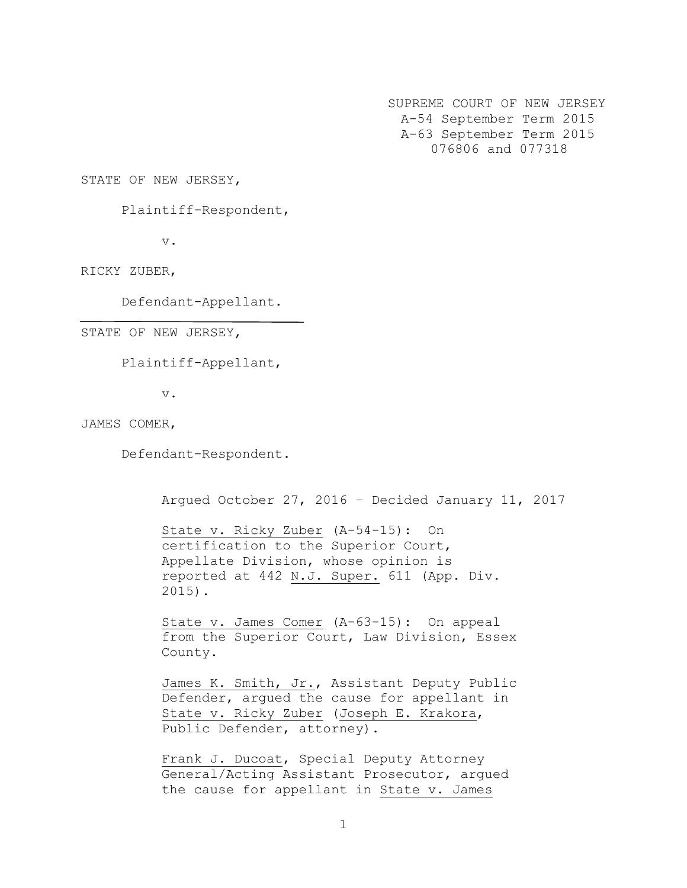SUPREME COURT OF NEW JERSEY
A-54 September Term 2015
A-63 September Term 2015
076806 and 077318

STATE OF NEW JERSEY,

Plaintiff-Respondent,

v.

RICKY ZUBER,

Defendant-Appellant.

---

STATE OF NEW JERSEY,

Plaintiff-Appellant,

v.

JAMES COMER,

Defendant-Respondent.

Argued October 27, 2016 – Decided January 11, 2017

State v. Ricky Zuber (A-54-15): On certification to the Superior Court, Appellate Division, whose opinion is reported at 442 N.J. Super. 611 (App. Div. 2015).

State v. James Comer (A-63-15): On appeal from the Superior Court, Law Division, Essex County.

James K. Smith, Jr., Assistant Deputy Public Defender, argued the cause for appellant in State v. Ricky Zuber (Joseph E. Krakora, Public Defender, attorney).

Frank J. Ducoat, Special Deputy Attorney General/Acting Assistant Prosecutor, argued the cause for appellant in State v. James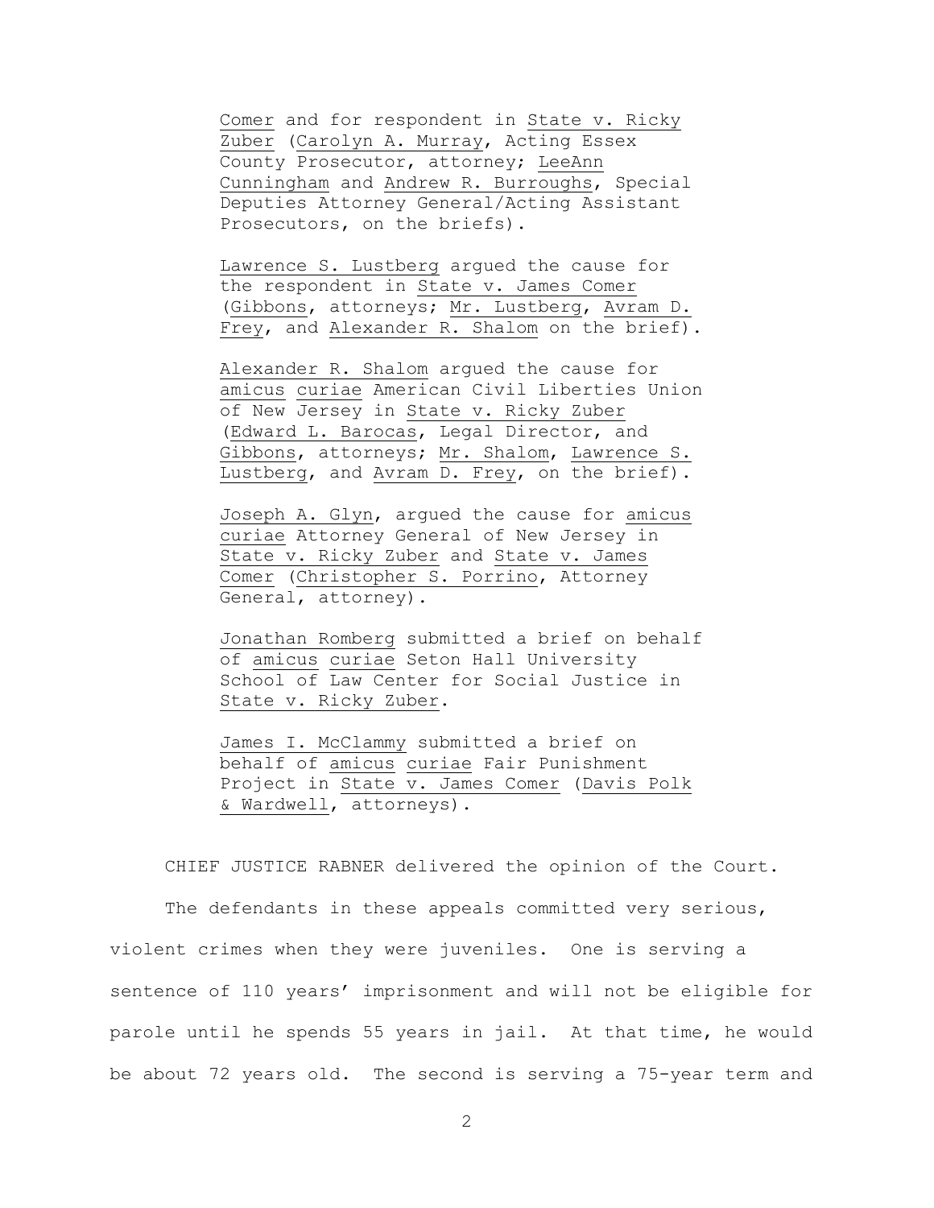Comer and for respondent in State v. Ricky Zuber (Carolyn A. Murray, Acting Essex County Prosecutor, attorney; LeeAnn Cunningham and Andrew R. Burroughs, Special Deputies Attorney General/Acting Assistant Prosecutors, on the briefs).

Lawrence S. Lustberg argued the cause for the respondent in State v. James Comer (Gibbons, attorneys; Mr. Lustberg, Avram D. Frey, and Alexander R. Shalom on the brief).

Alexander R. Shalom argued the cause for amicus curiae American Civil Liberties Union of New Jersey in State v. Ricky Zuber (Edward L. Barocas, Legal Director, and Gibbons, attorneys; Mr. Shalom, Lawrence S. Lustberg, and Avram D. Frey, on the brief).

Joseph A. Glyn, argued the cause for amicus curiae Attorney General of New Jersey in State v. Ricky Zuber and State v. James Comer (Christopher S. Porrino, Attorney General, attorney).

Jonathan Romberg submitted a brief on behalf of amicus curiae Seton Hall University School of Law Center for Social Justice in State v. Ricky Zuber.

James I. McClammy submitted a brief on behalf of amicus curiae Fair Punishment Project in State v. James Comer (Davis Polk & Wardwell, attorneys).

CHIEF JUSTICE RABNER delivered the opinion of the Court.

The defendants in these appeals committed very serious, violent crimes when they were juveniles. One is serving a sentence of 110 years' imprisonment and will not be eligible for parole until he spends 55 years in jail. At that time, he would be about 72 years old. The second is serving a 75-year term and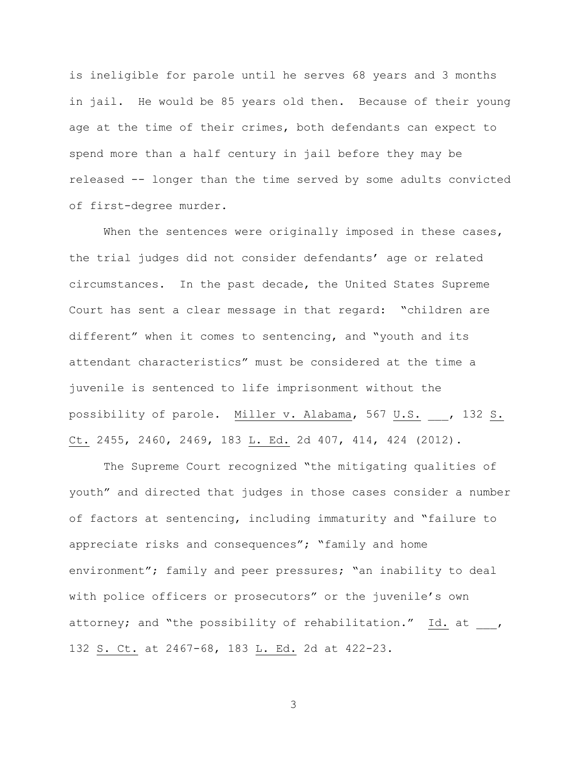is ineligible for parole until he serves 68 years and 3 months in jail. He would be 85 years old then. Because of their young age at the time of their crimes, both defendants can expect to spend more than a half century in jail before they may be released -- longer than the time served by some adults convicted of first-degree murder.

When the sentences were originally imposed in these cases, the trial judges did not consider defendants' age or related circumstances. In the past decade, the United States Supreme Court has sent a clear message in that regard: "children are different" when it comes to sentencing, and "youth and its attendant characteristics" must be considered at the time a juvenile is sentenced to life imprisonment without the possibility of parole. Miller v. Alabama, 567 U.S. ___, 132 S. Ct. 2455, 2460, 2469, 183 L. Ed. 2d 407, 414, 424 (2012).

The Supreme Court recognized "the mitigating qualities of youth" and directed that judges in those cases consider a number of factors at sentencing, including immaturity and "failure to appreciate risks and consequences"; "family and home environment"; family and peer pressures; "an inability to deal with police officers or prosecutors" or the juvenile's own attorney; and "the possibility of rehabilitation." Id. at ___, 132 S. Ct. at 2467-68, 183 L. Ed. 2d at 422-23.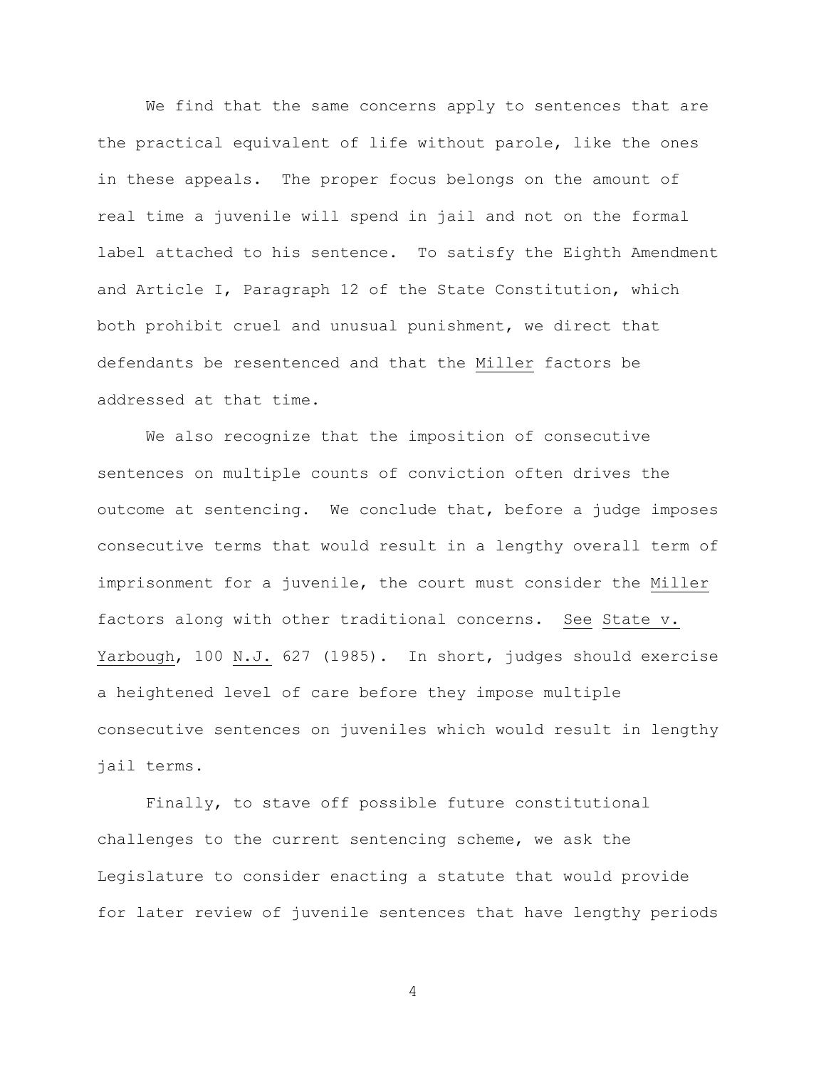We find that the same concerns apply to sentences that are the practical equivalent of life without parole, like the ones in these appeals. The proper focus belongs on the amount of real time a juvenile will spend in jail and not on the formal label attached to his sentence. To satisfy the Eighth Amendment and Article I, Paragraph 12 of the State Constitution, which both prohibit cruel and unusual punishment, we direct that defendants be resentenced and that the Miller factors be addressed at that time.

We also recognize that the imposition of consecutive sentences on multiple counts of conviction often drives the outcome at sentencing. We conclude that, before a judge imposes consecutive terms that would result in a lengthy overall term of imprisonment for a juvenile, the court must consider the Miller factors along with other traditional concerns. See State v. Yarbough, 100 N.J. 627 (1985). In short, judges should exercise a heightened level of care before they impose multiple consecutive sentences on juveniles which would result in lengthy jail terms.

Finally, to stave off possible future constitutional challenges to the current sentencing scheme, we ask the Legislature to consider enacting a statute that would provide for later review of juvenile sentences that have lengthy periods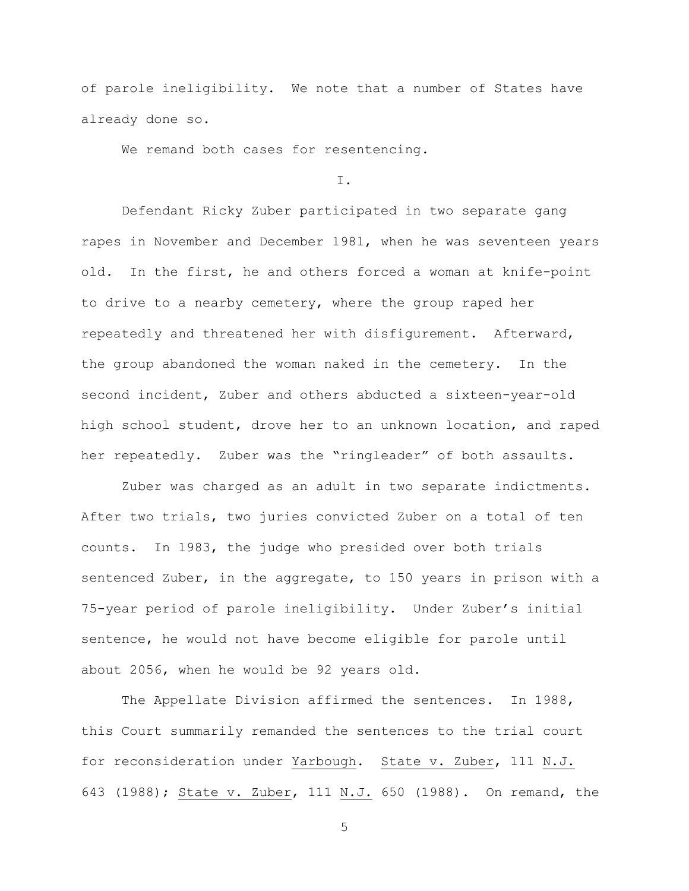of parole ineligibility. We note that a number of States have already done so.

We remand both cases for resentencing.

I.

Defendant Ricky Zuber participated in two separate gang rapes in November and December 1981, when he was seventeen years old. In the first, he and others forced a woman at knife-point to drive to a nearby cemetery, where the group raped her repeatedly and threatened her with disfigurement. Afterward, the group abandoned the woman naked in the cemetery. In the second incident, Zuber and others abducted a sixteen-year-old high school student, drove her to an unknown location, and raped her repeatedly. Zuber was the "ringleader" of both assaults.

Zuber was charged as an adult in two separate indictments. After two trials, two juries convicted Zuber on a total of ten counts. In 1983, the judge who presided over both trials sentenced Zuber, in the aggregate, to 150 years in prison with a 75-year period of parole ineligibility. Under Zuber's initial sentence, he would not have become eligible for parole until about 2056, when he would be 92 years old.

The Appellate Division affirmed the sentences. In 1988, this Court summarily remanded the sentences to the trial court for reconsideration under _Yarbough_. _State v. Zuber_, 111 _N.J._ 643 (1988); _State v. Zuber_, 111 _N.J._ 650 (1988). On remand, the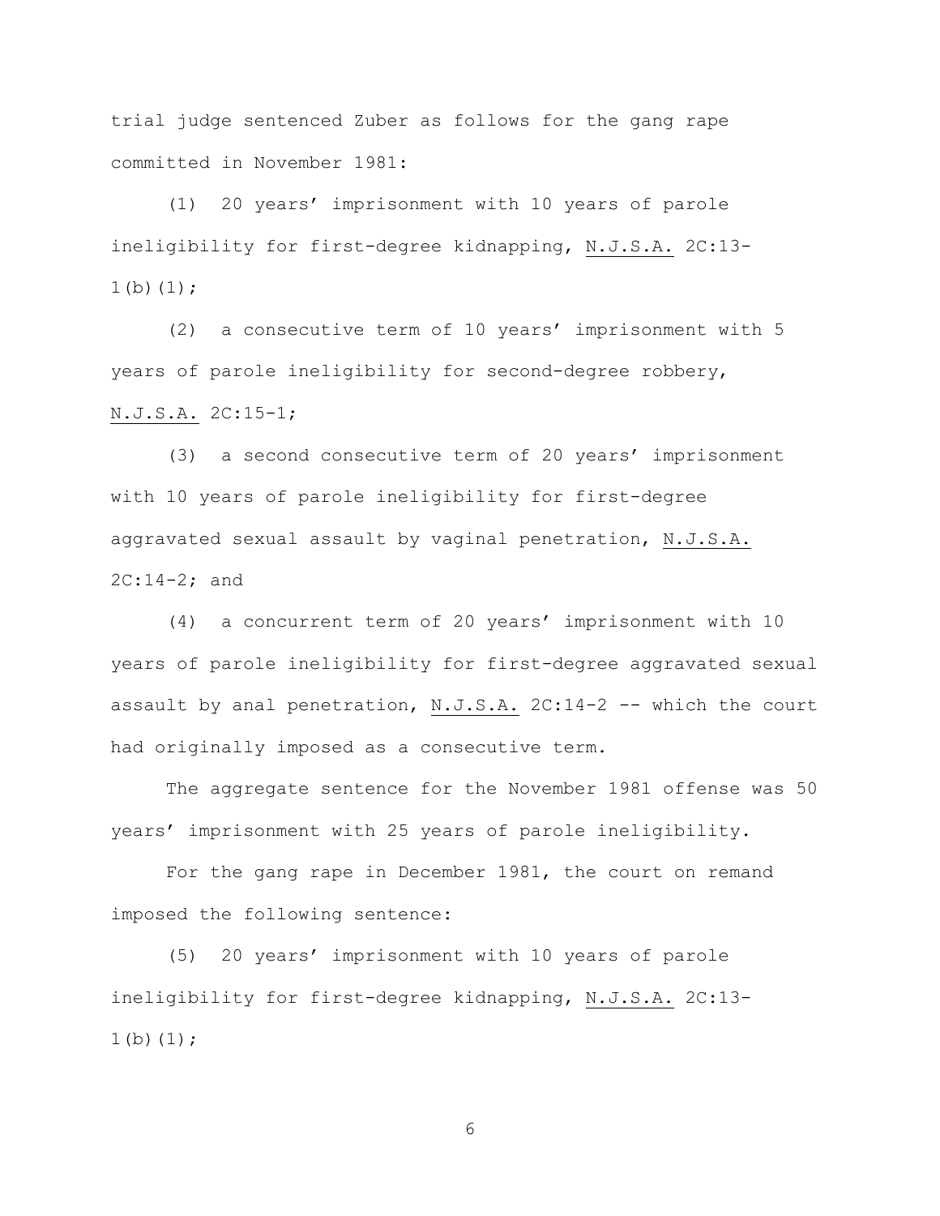trial judge sentenced Zuber as follows for the gang rape committed in November 1981:

(1) 20 years' imprisonment with 10 years of parole ineligibility for first-degree kidnapping, N.J.S.A. 2C:13-1(b)(1);

(2) a consecutive term of 10 years' imprisonment with 5 years of parole ineligibility for second-degree robbery, N.J.S.A. 2C:15-1;

(3) a second consecutive term of 20 years' imprisonment with 10 years of parole ineligibility for first-degree aggravated sexual assault by vaginal penetration, N.J.S.A. 2C:14-2; and

(4) a concurrent term of 20 years' imprisonment with 10 years of parole ineligibility for first-degree aggravated sexual assault by anal penetration, N.J.S.A. 2C:14-2 -- which the court had originally imposed as a consecutive term.

The aggregate sentence for the November 1981 offense was 50 years' imprisonment with 25 years of parole ineligibility.

For the gang rape in December 1981, the court on remand imposed the following sentence:

(5) 20 years' imprisonment with 10 years of parole ineligibility for first-degree kidnapping, N.J.S.A. 2C:13-1(b)(1);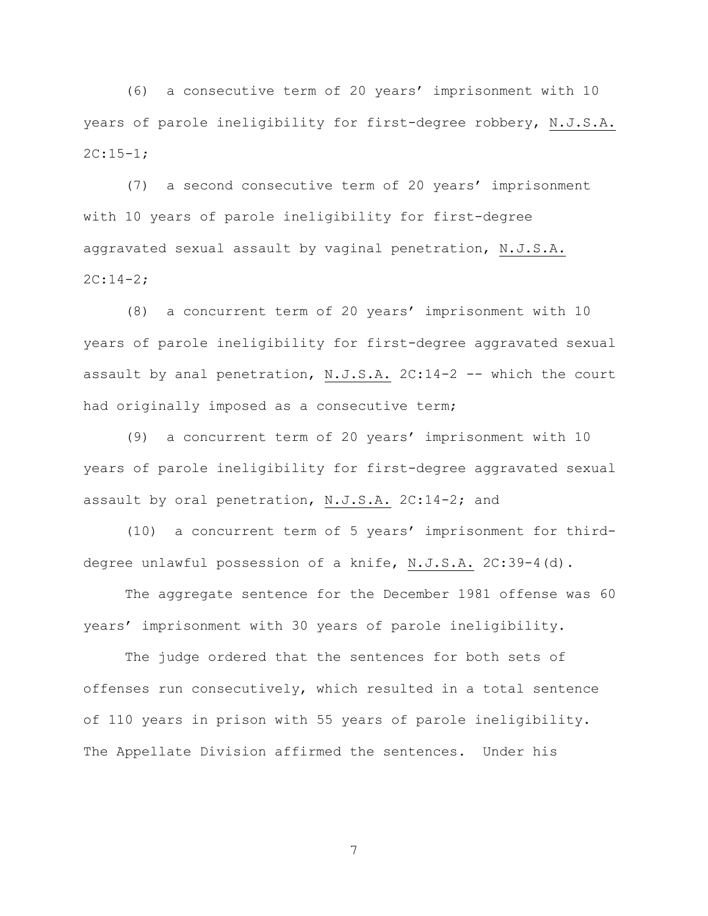(6) a consecutive term of 20 years' imprisonment with 10 years of parole ineligibility for first-degree robbery, N.J.S.A. 2C:15-1;

(7) a second consecutive term of 20 years' imprisonment with 10 years of parole ineligibility for first-degree aggravated sexual assault by vaginal penetration, N.J.S.A. 2C:14-2;

(8) a concurrent term of 20 years' imprisonment with 10 years of parole ineligibility for first-degree aggravated sexual assault by anal penetration, N.J.S.A. 2C:14-2 -- which the court had originally imposed as a consecutive term;

(9) a concurrent term of 20 years' imprisonment with 10 years of parole ineligibility for first-degree aggravated sexual assault by oral penetration, N.J.S.A. 2C:14-2; and

(10) a concurrent term of 5 years' imprisonment for third-degree unlawful possession of a knife, N.J.S.A. 2C:39-4(d).

The aggregate sentence for the December 1981 offense was 60 years' imprisonment with 30 years of parole ineligibility.

The judge ordered that the sentences for both sets of offenses run consecutively, which resulted in a total sentence of 110 years in prison with 55 years of parole ineligibility. The Appellate Division affirmed the sentences. Under his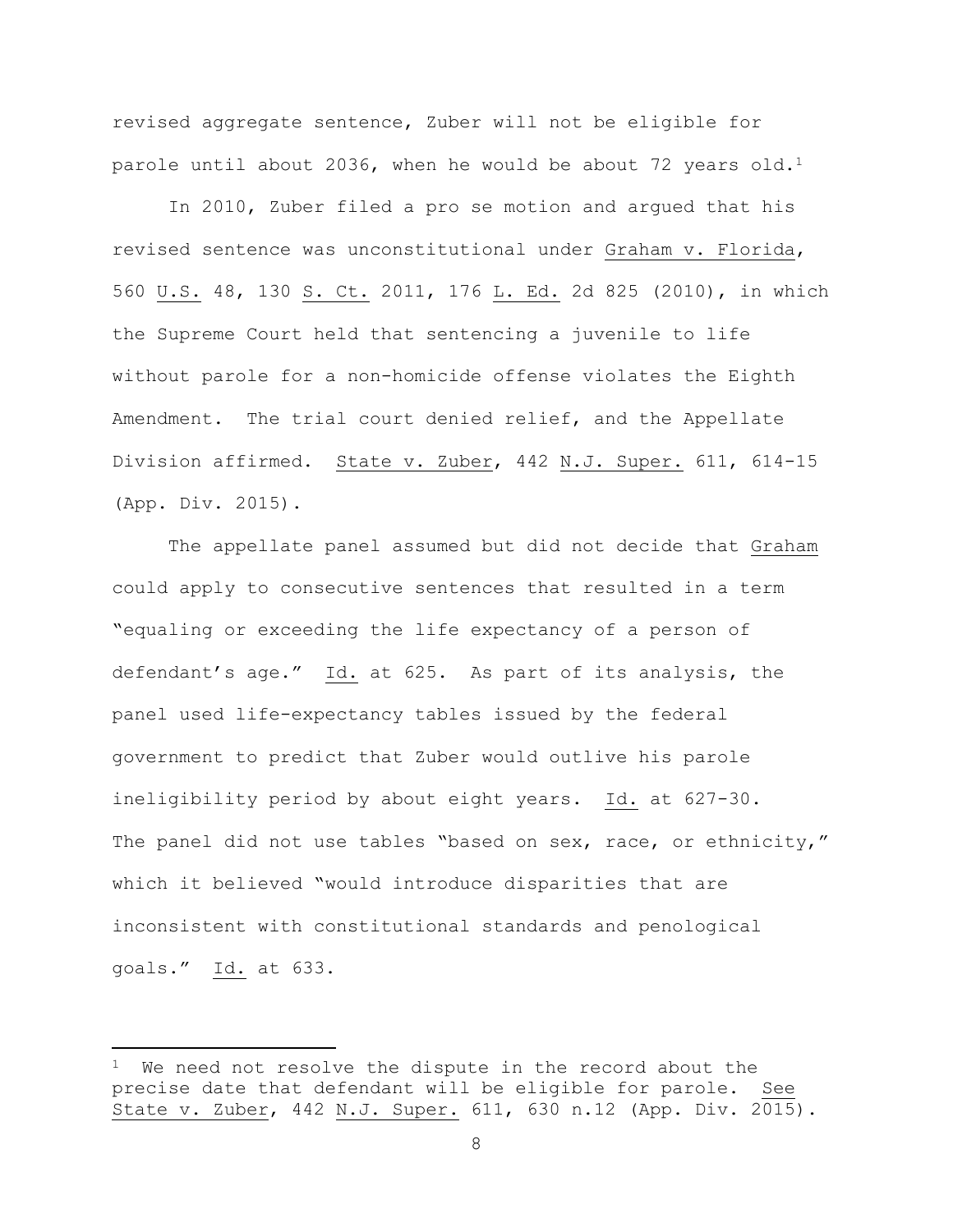revised aggregate sentence, Zuber will not be eligible for parole until about 2036, when he would be about 72 years old.[1]

In 2010, Zuber filed a pro se motion and argued that his revised sentence was unconstitutional under Graham v. Florida, 560 U.S. 48, 130 S. Ct. 2011, 176 L. Ed. 2d 825 (2010), in which the Supreme Court held that sentencing a juvenile to life without parole for a non-homicide offense violates the Eighth Amendment. The trial court denied relief, and the Appellate Division affirmed. State v. Zuber, 442 N.J. Super. 611, 614-15 (App. Div. 2015).

The appellate panel assumed but did not decide that Graham could apply to consecutive sentences that resulted in a term "equaling or exceeding the life expectancy of a person of defendant's age." Id. at 625. As part of its analysis, the panel used life-expectancy tables issued by the federal government to predict that Zuber would outlive his parole ineligibility period by about eight years. Id. at 627-30. The panel did not use tables "based on sex, race, or ethnicity," which it believed "would introduce disparities that are inconsistent with constitutional standards and penological goals." Id. at 633.

---

[1] We need not resolve the dispute in the record about the precise date that defendant will be eligible for parole. See State v. Zuber, 442 N.J. Super. 611, 630 n.12 (App. Div. 2015).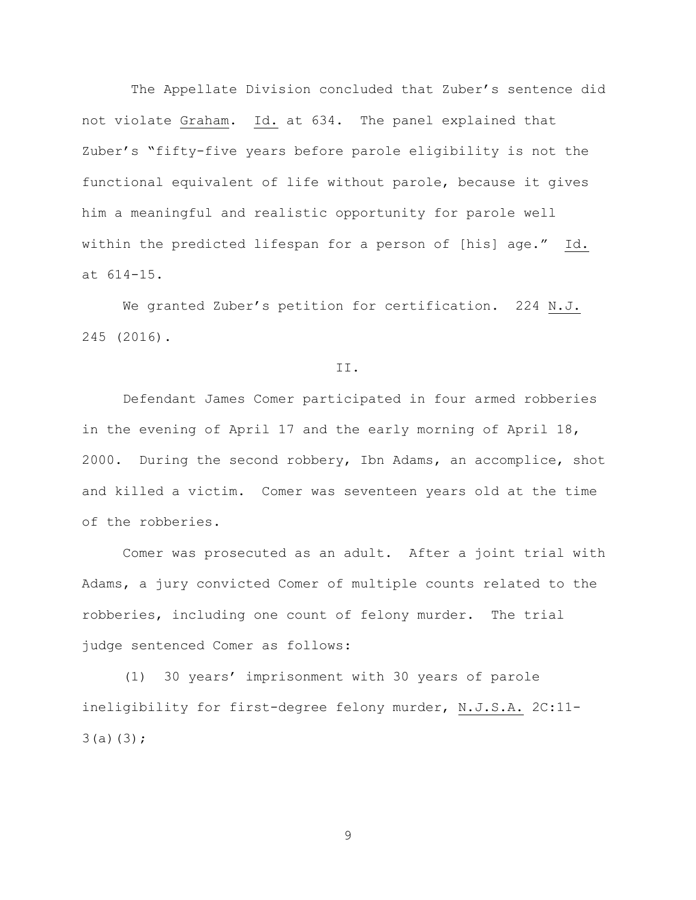The Appellate Division concluded that Zuber's sentence did not violate Graham. Id. at 634. The panel explained that Zuber's "fifty-five years before parole eligibility is not the functional equivalent of life without parole, because it gives him a meaningful and realistic opportunity for parole well within the predicted lifespan for a person of [his] age." Id. at 614-15.

We granted Zuber's petition for certification. 224 N.J. 245 (2016).

## II.

Defendant James Comer participated in four armed robberies in the evening of April 17 and the early morning of April 18, 2000. During the second robbery, Ibn Adams, an accomplice, shot and killed a victim. Comer was seventeen years old at the time of the robberies.

Comer was prosecuted as an adult. After a joint trial with Adams, a jury convicted Comer of multiple counts related to the robberies, including one count of felony murder. The trial judge sentenced Comer as follows:

(1) 30 years' imprisonment with 30 years of parole ineligibility for first-degree felony murder, N.J.S.A. 2C:11-3(a)(3);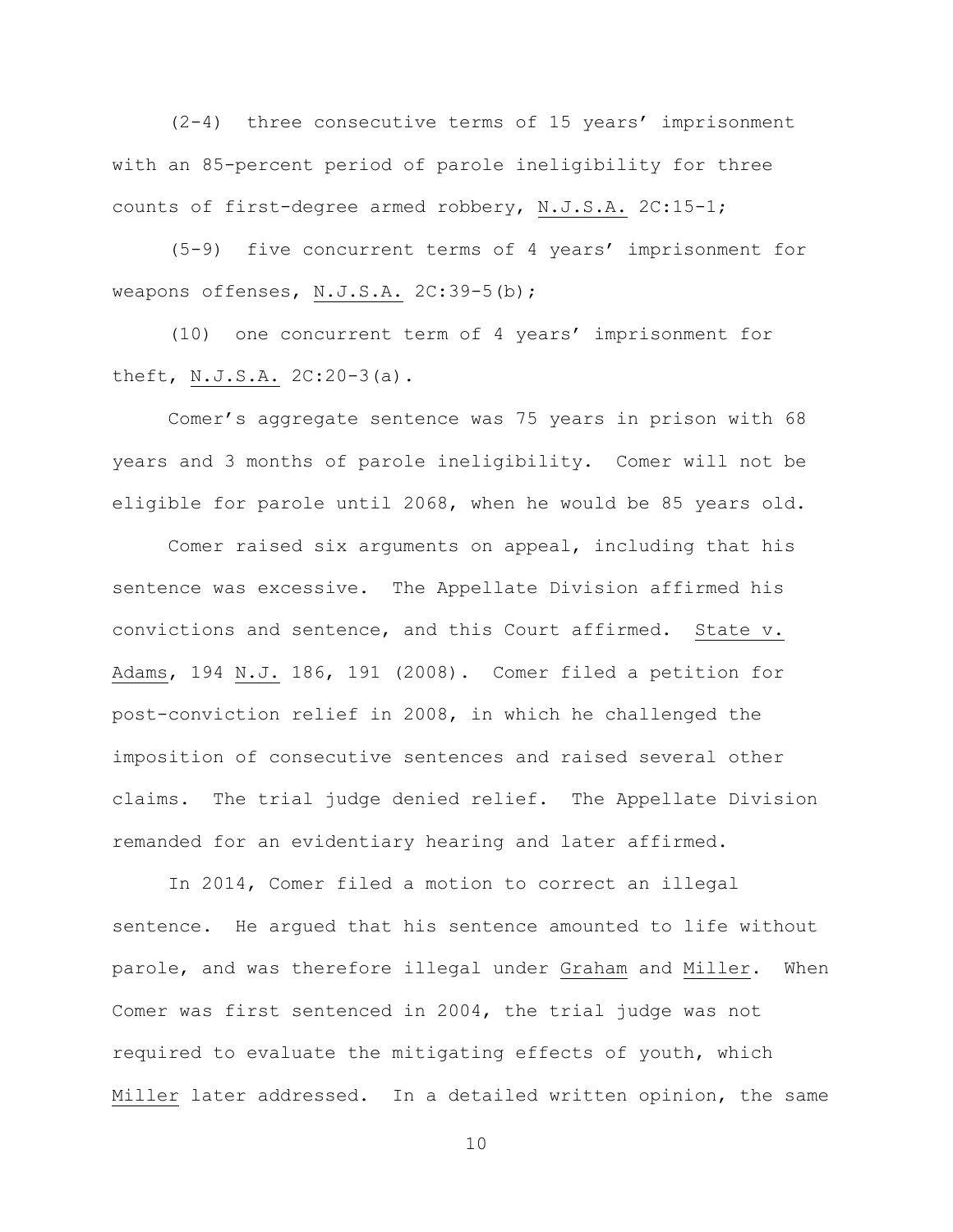(2-4) three consecutive terms of 15 years' imprisonment with an 85-percent period of parole ineligibility for three counts of first-degree armed robbery, N.J.S.A. 2C:15-1;

(5-9) five concurrent terms of 4 years' imprisonment for weapons offenses, N.J.S.A. 2C:39-5(b);

(10) one concurrent term of 4 years' imprisonment for theft, N.J.S.A. 2C:20-3(a).

Comer's aggregate sentence was 75 years in prison with 68 years and 3 months of parole ineligibility. Comer will not be eligible for parole until 2068, when he would be 85 years old.

Comer raised six arguments on appeal, including that his sentence was excessive. The Appellate Division affirmed his convictions and sentence, and this Court affirmed. State v. Adams, 194 N.J. 186, 191 (2008). Comer filed a petition for post-conviction relief in 2008, in which he challenged the imposition of consecutive sentences and raised several other claims. The trial judge denied relief. The Appellate Division remanded for an evidentiary hearing and later affirmed.

In 2014, Comer filed a motion to correct an illegal sentence. He argued that his sentence amounted to life without parole, and was therefore illegal under Graham and Miller. When Comer was first sentenced in 2004, the trial judge was not required to evaluate the mitigating effects of youth, which Miller later addressed. In a detailed written opinion, the same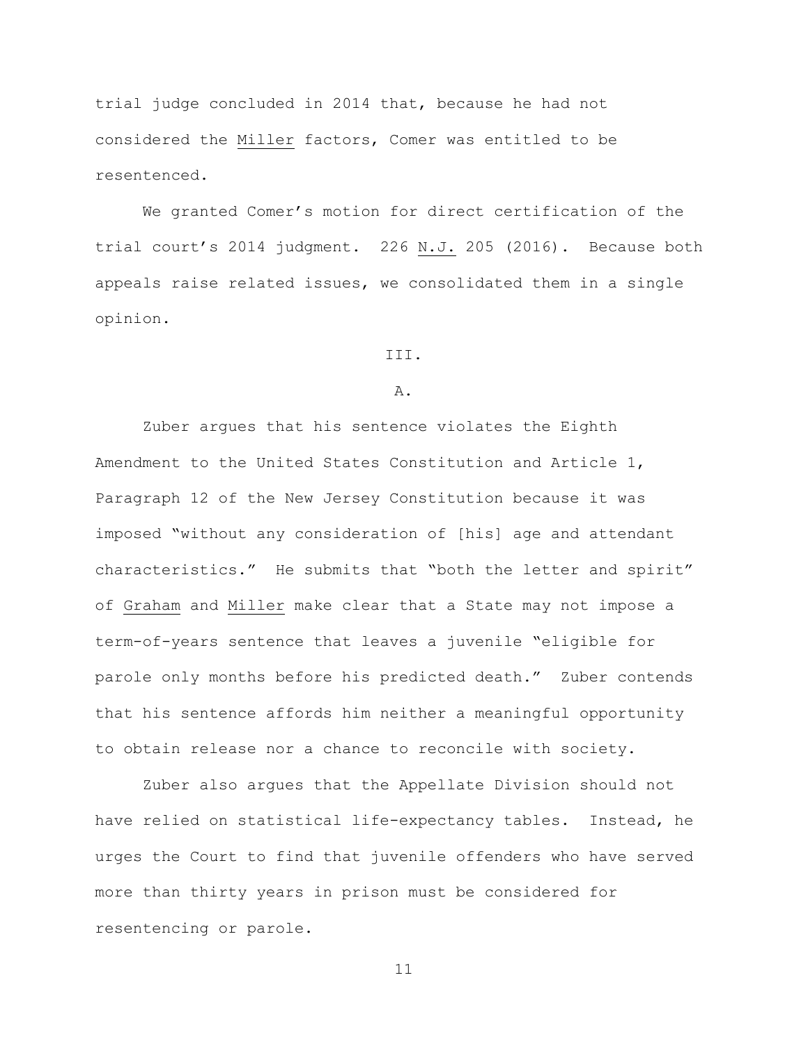trial judge concluded in 2014 that, because he had not considered the _Miller_ factors, Comer was entitled to be resentenced.

We granted Comer's motion for direct certification of the trial court's 2014 judgment. 226 _N.J._ 205 (2016). Because both appeals raise related issues, we consolidated them in a single opinion.

## III.

### A.

Zuber argues that his sentence violates the Eighth Amendment to the United States Constitution and Article 1, Paragraph 12 of the New Jersey Constitution because it was imposed "without any consideration of [his] age and attendant characteristics." He submits that "both the letter and spirit" of _Graham_ and _Miller_ make clear that a State may not impose a term-of-years sentence that leaves a juvenile "eligible for parole only months before his predicted death." Zuber contends that his sentence affords him neither a meaningful opportunity to obtain release nor a chance to reconcile with society.

Zuber also argues that the Appellate Division should not have relied on statistical life-expectancy tables. Instead, he urges the Court to find that juvenile offenders who have served more than thirty years in prison must be considered for resentencing or parole.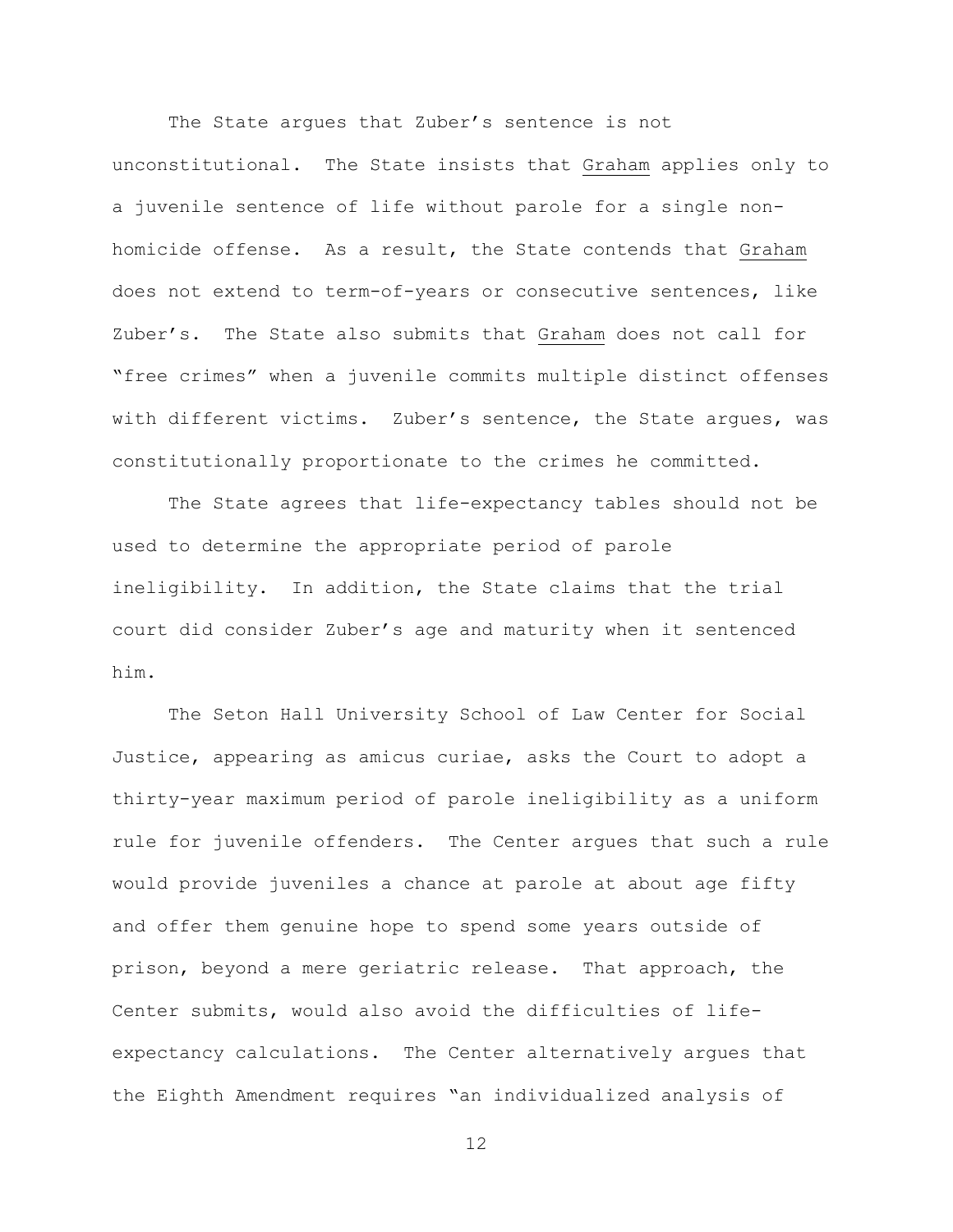The State argues that Zuber's sentence is not unconstitutional. The State insists that Graham applies only to a juvenile sentence of life without parole for a single non-homicide offense. As a result, the State contends that Graham does not extend to term-of-years or consecutive sentences, like Zuber's. The State also submits that Graham does not call for "free crimes" when a juvenile commits multiple distinct offenses with different victims. Zuber's sentence, the State argues, was constitutionally proportionate to the crimes he committed.

The State agrees that life-expectancy tables should not be used to determine the appropriate period of parole ineligibility. In addition, the State claims that the trial court did consider Zuber's age and maturity when it sentenced him.

The Seton Hall University School of Law Center for Social Justice, appearing as amicus curiae, asks the Court to adopt a thirty-year maximum period of parole ineligibility as a uniform rule for juvenile offenders. The Center argues that such a rule would provide juveniles a chance at parole at about age fifty and offer them genuine hope to spend some years outside of prison, beyond a mere geriatric release. That approach, the Center submits, would also avoid the difficulties of life-expectancy calculations. The Center alternatively argues that the Eighth Amendment requires "an individualized analysis of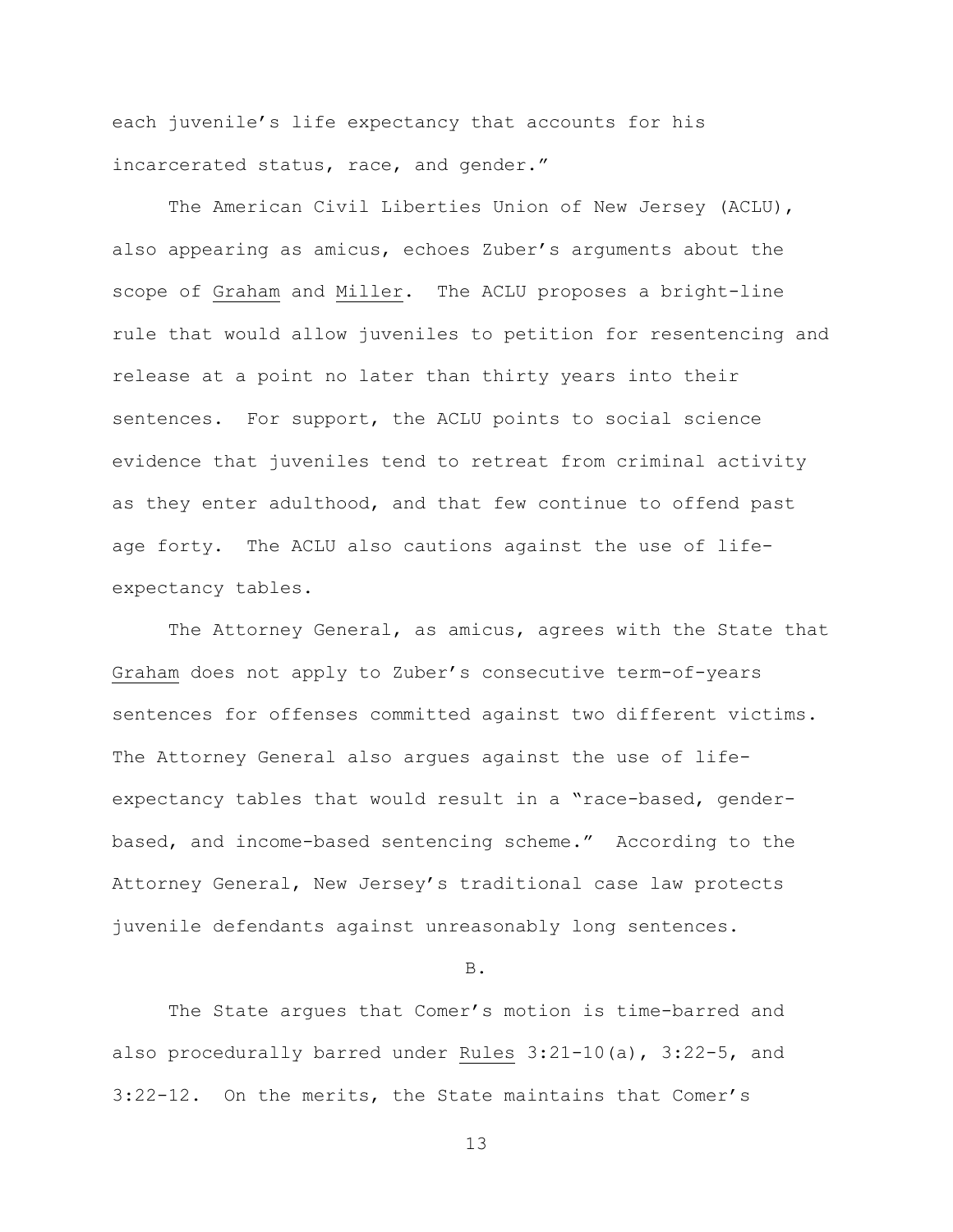each juvenile's life expectancy that accounts for his incarcerated status, race, and gender."

The American Civil Liberties Union of New Jersey (ACLU), also appearing as amicus, echoes Zuber's arguments about the scope of Graham and Miller. The ACLU proposes a bright-line rule that would allow juveniles to petition for resentencing and release at a point no later than thirty years into their sentences. For support, the ACLU points to social science evidence that juveniles tend to retreat from criminal activity as they enter adulthood, and that few continue to offend past age forty. The ACLU also cautions against the use of life-expectancy tables.

The Attorney General, as amicus, agrees with the State that Graham does not apply to Zuber's consecutive term-of-years sentences for offenses committed against two different victims. The Attorney General also argues against the use of life-expectancy tables that would result in a "race-based, gender-based, and income-based sentencing scheme." According to the Attorney General, New Jersey's traditional case law protects juvenile defendants against unreasonably long sentences.

B.

The State argues that Comer's motion is time-barred and also procedurally barred under Rules 3:21-10(a), 3:22-5, and 3:22-12. On the merits, the State maintains that Comer's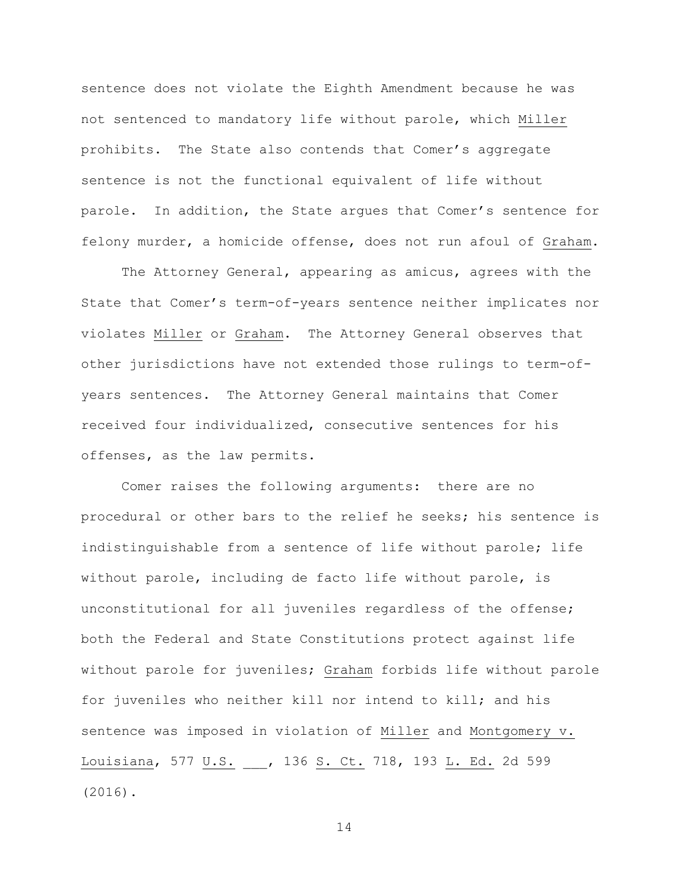sentence does not violate the Eighth Amendment because he was not sentenced to mandatory life without parole, which Miller prohibits. The State also contends that Comer's aggregate sentence is not the functional equivalent of life without parole. In addition, the State argues that Comer's sentence for felony murder, a homicide offense, does not run afoul of Graham.

The Attorney General, appearing as amicus, agrees with the State that Comer's term-of-years sentence neither implicates nor violates Miller or Graham. The Attorney General observes that other jurisdictions have not extended those rulings to term-of-years sentences. The Attorney General maintains that Comer received four individualized, consecutive sentences for his offenses, as the law permits.

Comer raises the following arguments: there are no procedural or other bars to the relief he seeks; his sentence is indistinguishable from a sentence of life without parole; life without parole, including de facto life without parole, is unconstitutional for all juveniles regardless of the offense; both the Federal and State Constitutions protect against life without parole for juveniles; Graham forbids life without parole for juveniles who neither kill nor intend to kill; and his sentence was imposed in violation of Miller and Montgomery v. Louisiana, 577 U.S. ___, 136 S. Ct. 718, 193 L. Ed. 2d 599 (2016).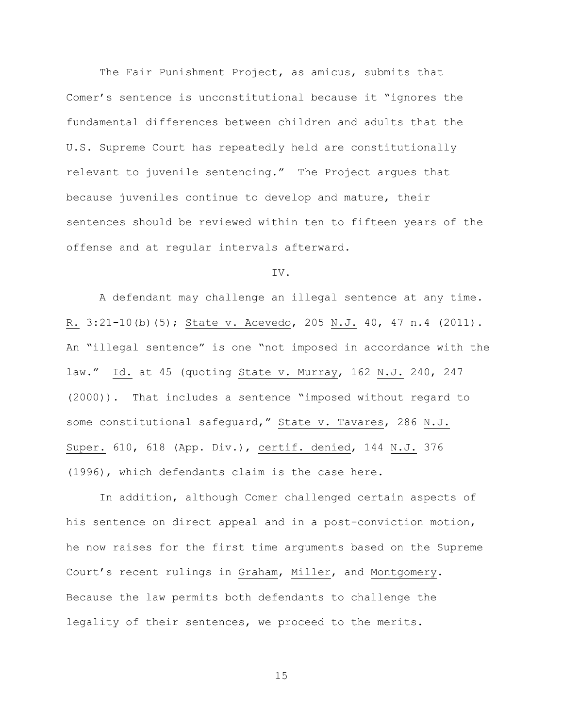The Fair Punishment Project, as amicus, submits that Comer's sentence is unconstitutional because it "ignores the fundamental differences between children and adults that the U.S. Supreme Court has repeatedly held are constitutionally relevant to juvenile sentencing." The Project argues that because juveniles continue to develop and mature, their sentences should be reviewed within ten to fifteen years of the offense and at regular intervals afterward.

IV.

A defendant may challenge an illegal sentence at any time. R. 3:21-10(b)(5); State v. Acevedo, 205 N.J. 40, 47 n.4 (2011). An "illegal sentence" is one "not imposed in accordance with the law." Id. at 45 (quoting State v. Murray, 162 N.J. 240, 247 (2000)). That includes a sentence "imposed without regard to some constitutional safeguard," State v. Tavares, 286 N.J. Super. 610, 618 (App. Div.), certif. denied, 144 N.J. 376 (1996), which defendants claim is the case here.

In addition, although Comer challenged certain aspects of his sentence on direct appeal and in a post-conviction motion, he now raises for the first time arguments based on the Supreme Court's recent rulings in Graham, Miller, and Montgomery. Because the law permits both defendants to challenge the legality of their sentences, we proceed to the merits.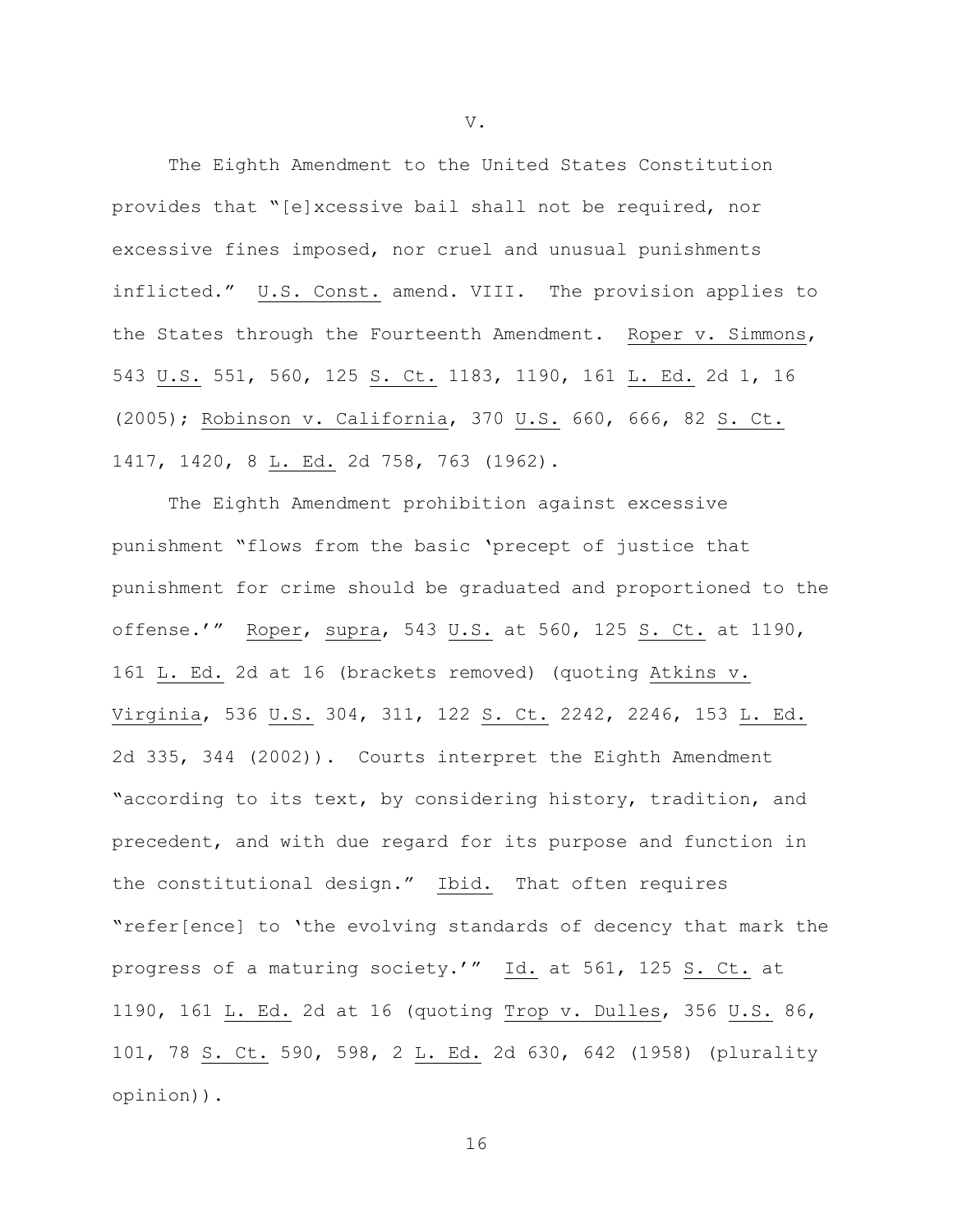V.

The Eighth Amendment to the United States Constitution provides that "[e]xcessive bail shall not be required, nor excessive fines imposed, nor cruel and unusual punishments inflicted." U.S. Const. amend. VIII. The provision applies to the States through the Fourteenth Amendment. Roper v. Simmons, 543 U.S. 551, 560, 125 S. Ct. 1183, 1190, 161 L. Ed. 2d 1, 16 (2005); Robinson v. California, 370 U.S. 660, 666, 82 S. Ct. 1417, 1420, 8 L. Ed. 2d 758, 763 (1962).

The Eighth Amendment prohibition against excessive punishment "flows from the basic 'precept of justice that punishment for crime should be graduated and proportioned to the offense.'" Roper, supra, 543 U.S. at 560, 125 S. Ct. at 1190, 161 L. Ed. 2d at 16 (brackets removed) (quoting Atkins v. Virginia, 536 U.S. 304, 311, 122 S. Ct. 2242, 2246, 153 L. Ed. 2d 335, 344 (2002)). Courts interpret the Eighth Amendment "according to its text, by considering history, tradition, and precedent, and with due regard for its purpose and function in the constitutional design." Ibid. That often requires "refer[ence] to 'the evolving standards of decency that mark the progress of a maturing society.'" Id. at 561, 125 S. Ct. at 1190, 161 L. Ed. 2d at 16 (quoting Trop v. Dulles, 356 U.S. 86, 101, 78 S. Ct. 590, 598, 2 L. Ed. 2d 630, 642 (1958) (plurality opinion)).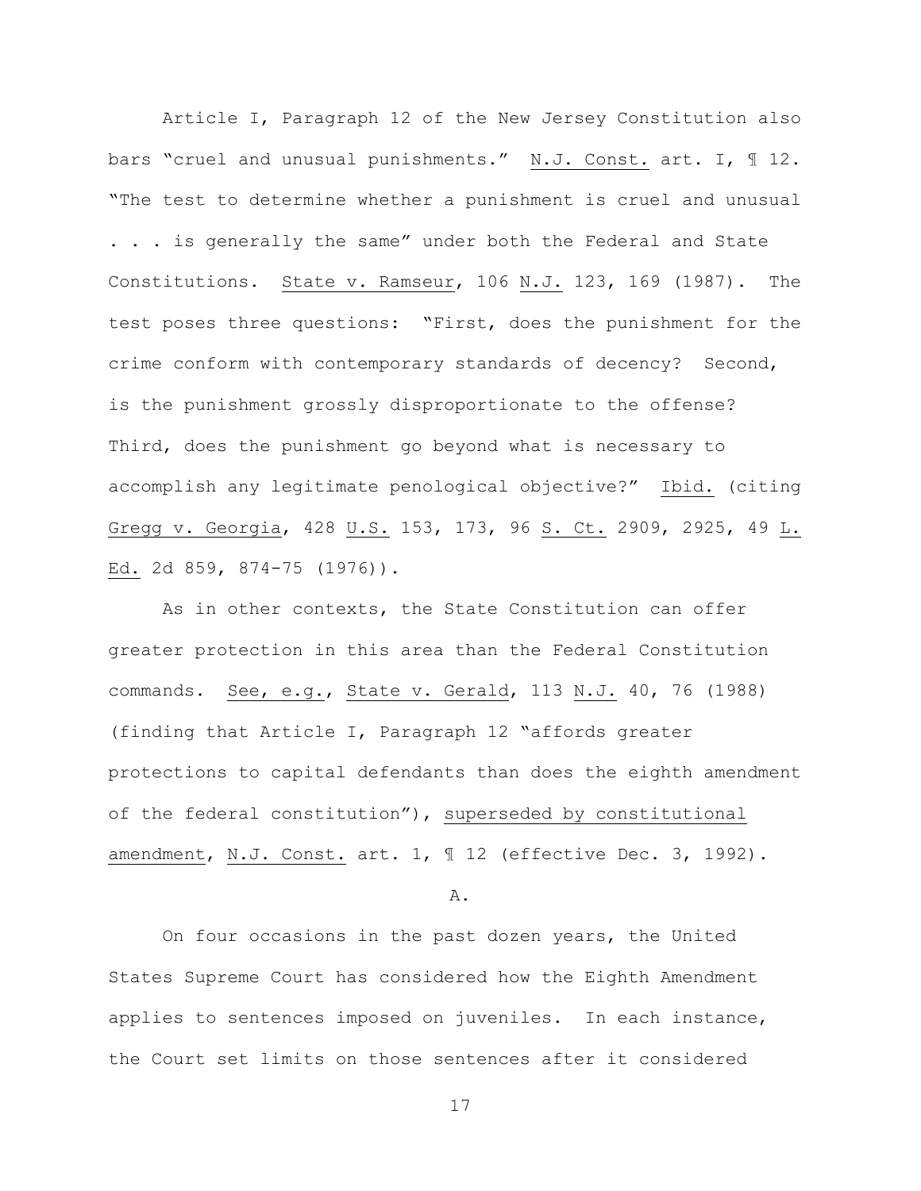Article I, Paragraph 12 of the New Jersey Constitution also bars "cruel and unusual punishments." N.J. Const. art. I, ¶ 12. "The test to determine whether a punishment is cruel and unusual . . . is generally the same" under both the Federal and State Constitutions. State v. Ramseur, 106 N.J. 123, 169 (1987). The test poses three questions: "First, does the punishment for the crime conform with contemporary standards of decency? Second, is the punishment grossly disproportionate to the offense? Third, does the punishment go beyond what is necessary to accomplish any legitimate penological objective?" Ibid. (citing Gregg v. Georgia, 428 U.S. 153, 173, 96 S. Ct. 2909, 2925, 49 L. Ed. 2d 859, 874-75 (1976)).

As in other contexts, the State Constitution can offer greater protection in this area than the Federal Constitution commands. See, e.g., State v. Gerald, 113 N.J. 40, 76 (1988) (finding that Article I, Paragraph 12 "affords greater protections to capital defendants than does the eighth amendment of the federal constitution"), superseded by constitutional amendment, N.J. Const. art. 1, ¶ 12 (effective Dec. 3, 1992).

A.

On four occasions in the past dozen years, the United States Supreme Court has considered how the Eighth Amendment applies to sentences imposed on juveniles. In each instance, the Court set limits on those sentences after it considered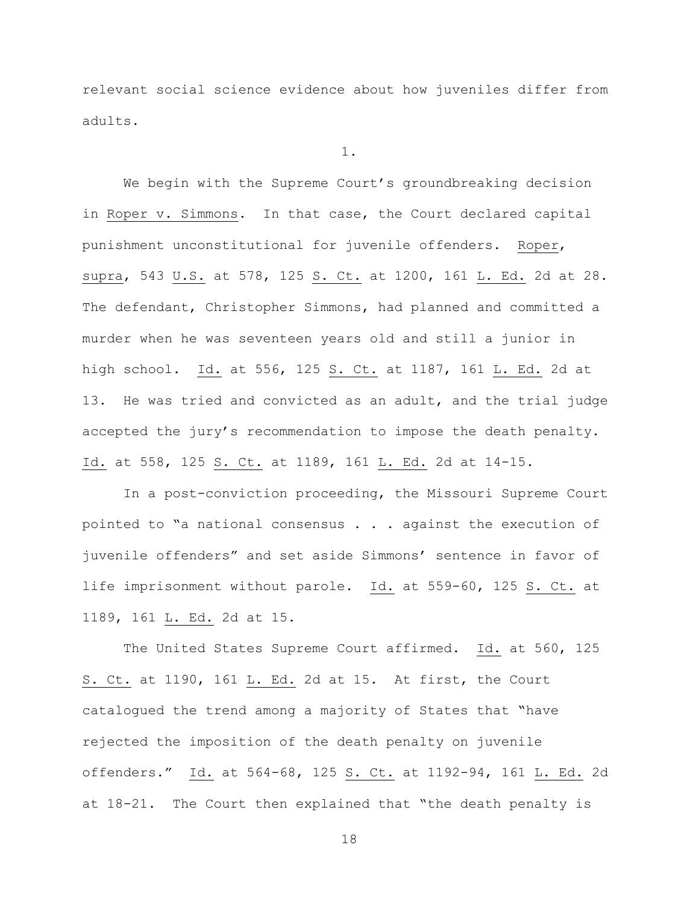relevant social science evidence about how juveniles differ from adults.

1.

We begin with the Supreme Court's groundbreaking decision in Roper v. Simmons. In that case, the Court declared capital punishment unconstitutional for juvenile offenders. Roper, supra, 543 U.S. at 578, 125 S. Ct. at 1200, 161 L. Ed. 2d at 28. The defendant, Christopher Simmons, had planned and committed a murder when he was seventeen years old and still a junior in high school. Id. at 556, 125 S. Ct. at 1187, 161 L. Ed. 2d at 13. He was tried and convicted as an adult, and the trial judge accepted the jury's recommendation to impose the death penalty. Id. at 558, 125 S. Ct. at 1189, 161 L. Ed. 2d at 14-15.

In a post-conviction proceeding, the Missouri Supreme Court pointed to "a national consensus . . . against the execution of juvenile offenders" and set aside Simmons' sentence in favor of life imprisonment without parole. Id. at 559-60, 125 S. Ct. at 1189, 161 L. Ed. 2d at 15.

The United States Supreme Court affirmed. Id. at 560, 125 S. Ct. at 1190, 161 L. Ed. 2d at 15. At first, the Court catalogued the trend among a majority of States that "have rejected the imposition of the death penalty on juvenile offenders." Id. at 564-68, 125 S. Ct. at 1192-94, 161 L. Ed. 2d at 18-21. The Court then explained that "the death penalty is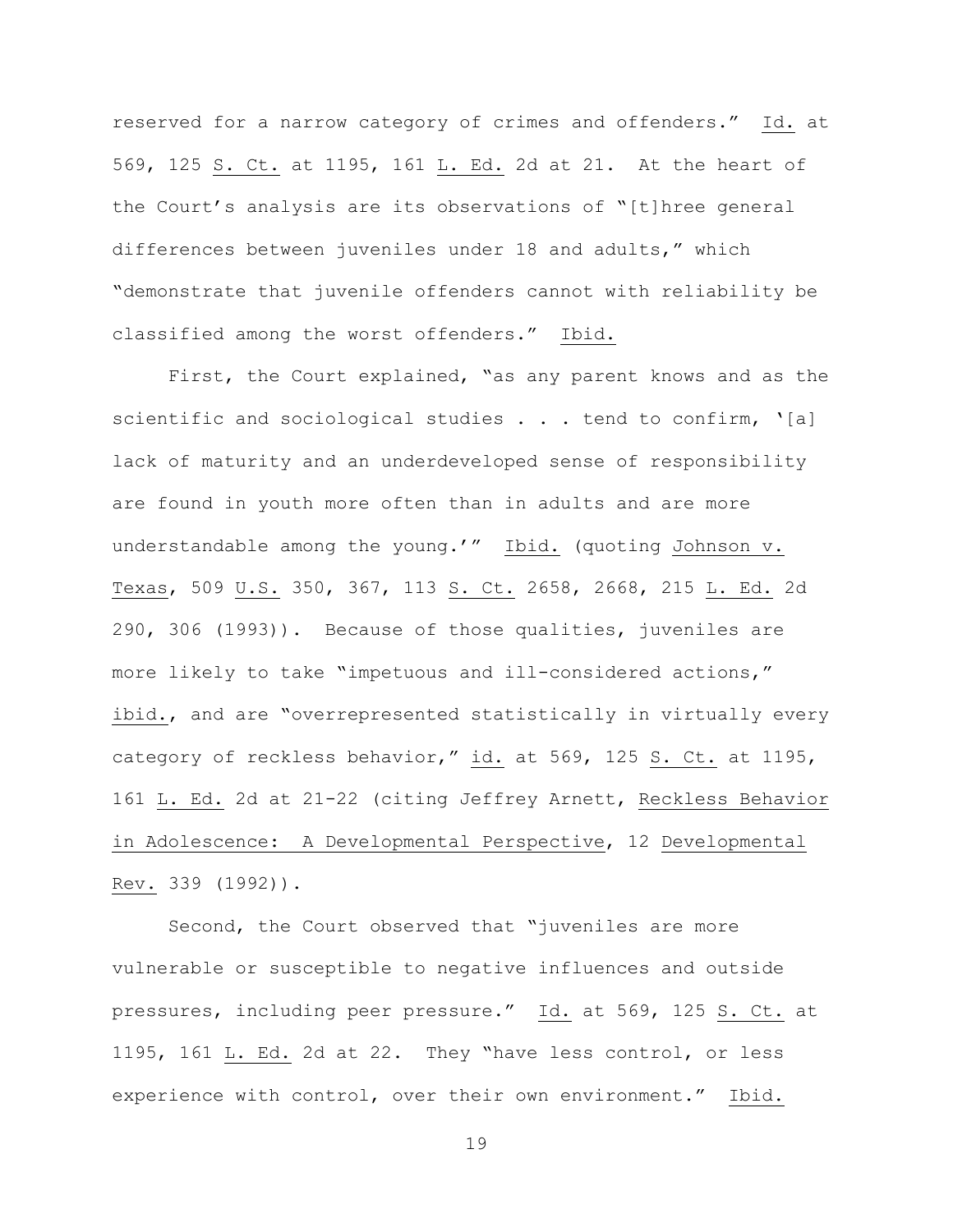reserved for a narrow category of crimes and offenders." Id. at 569, 125 S. Ct. at 1195, 161 L. Ed. 2d at 21. At the heart of the Court's analysis are its observations of "[t]hree general differences between juveniles under 18 and adults," which "demonstrate that juvenile offenders cannot with reliability be classified among the worst offenders." Ibid.

First, the Court explained, "as any parent knows and as the scientific and sociological studies . . . tend to confirm, '[a] lack of maturity and an underdeveloped sense of responsibility are found in youth more often than in adults and are more understandable among the young.'" Ibid. (quoting Johnson v. Texas, 509 U.S. 350, 367, 113 S. Ct. 2658, 2668, 215 L. Ed. 2d 290, 306 (1993)). Because of those qualities, juveniles are more likely to take "impetuous and ill-considered actions," ibid., and are "overrepresented statistically in virtually every category of reckless behavior," id. at 569, 125 S. Ct. at 1195, 161 L. Ed. 2d at 21-22 (citing Jeffrey Arnett, Reckless Behavior in Adolescence: A Developmental Perspective, 12 Developmental Rev. 339 (1992)).

Second, the Court observed that "juveniles are more vulnerable or susceptible to negative influences and outside pressures, including peer pressure." Id. at 569, 125 S. Ct. at 1195, 161 L. Ed. 2d at 22. They "have less control, or less experience with control, over their own environment." Ibid.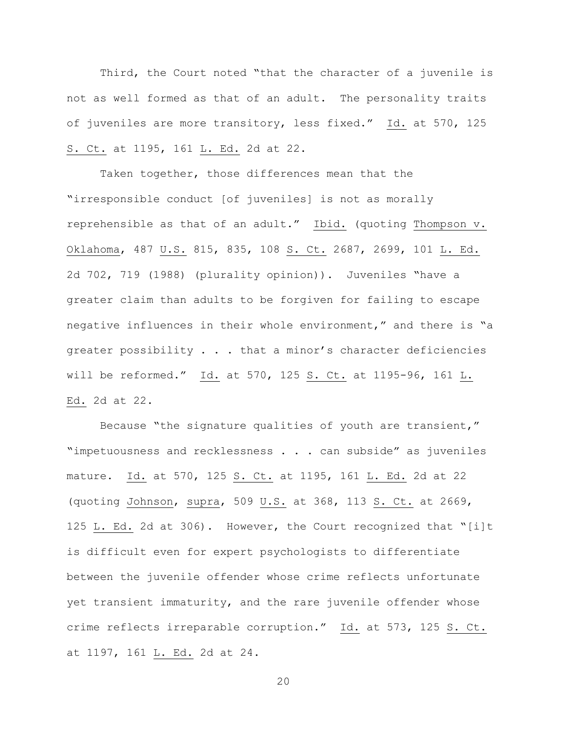Third, the Court noted "that the character of a juvenile is not as well formed as that of an adult. The personality traits of juveniles are more transitory, less fixed." Id. at 570, 125 S. Ct. at 1195, 161 L. Ed. 2d at 22.

Taken together, those differences mean that the "irresponsible conduct [of juveniles] is not as morally reprehensible as that of an adult." Ibid. (quoting Thompson v. Oklahoma, 487 U.S. 815, 835, 108 S. Ct. 2687, 2699, 101 L. Ed. 2d 702, 719 (1988) (plurality opinion)). Juveniles "have a greater claim than adults to be forgiven for failing to escape negative influences in their whole environment," and there is "a greater possibility . . . that a minor's character deficiencies will be reformed." Id. at 570, 125 S. Ct. at 1195-96, 161 L. Ed. 2d at 22.

Because "the signature qualities of youth are transient," "impetuousness and recklessness . . . can subside" as juveniles mature. Id. at 570, 125 S. Ct. at 1195, 161 L. Ed. 2d at 22 (quoting Johnson, supra, 509 U.S. at 368, 113 S. Ct. at 2669, 125 L. Ed. 2d at 306). However, the Court recognized that "[i]t is difficult even for expert psychologists to differentiate between the juvenile offender whose crime reflects unfortunate yet transient immaturity, and the rare juvenile offender whose crime reflects irreparable corruption." Id. at 573, 125 S. Ct. at 1197, 161 L. Ed. 2d at 24.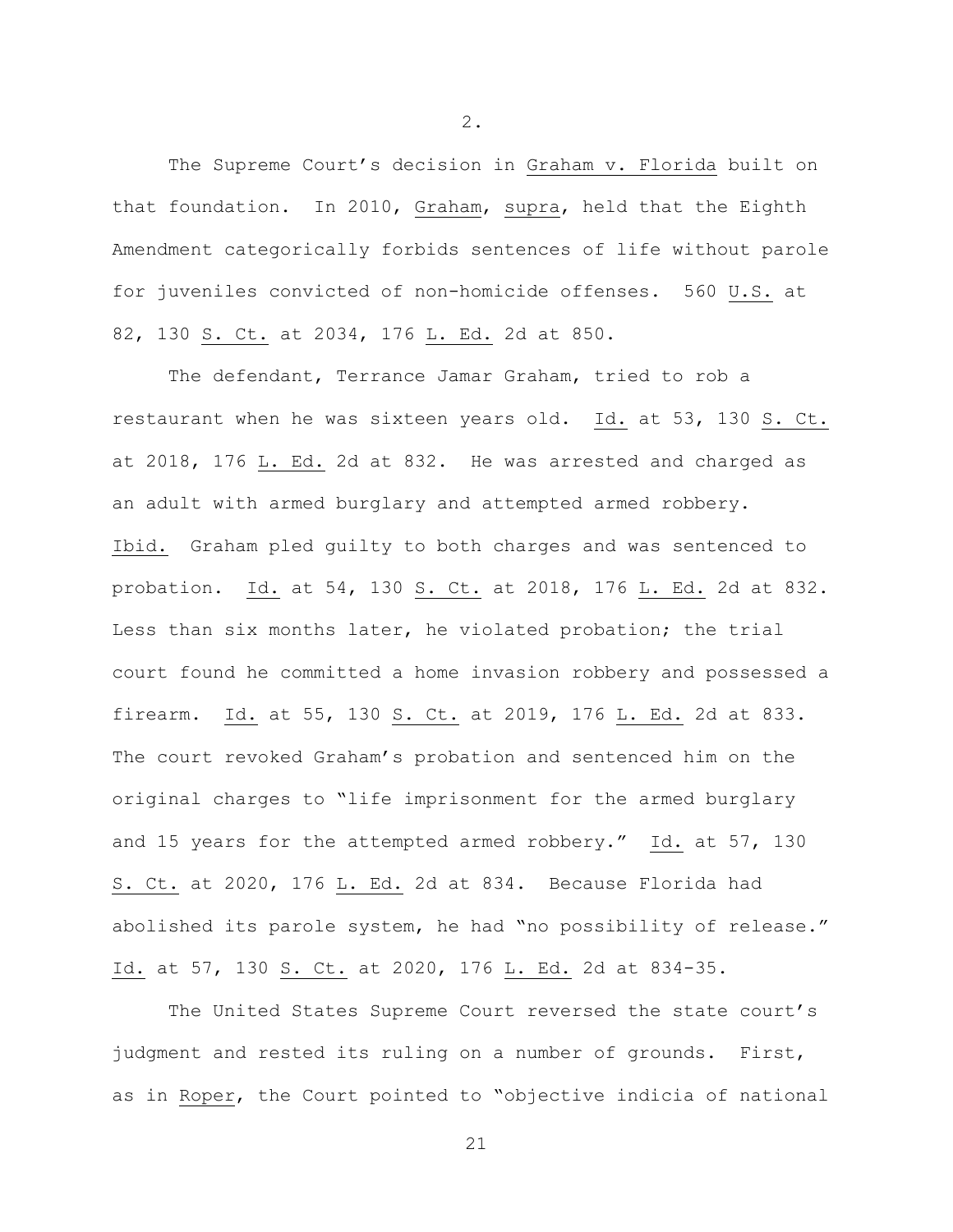2.

The Supreme Court's decision in Graham v. Florida built on that foundation. In 2010, Graham, supra, held that the Eighth Amendment categorically forbids sentences of life without parole for juveniles convicted of non-homicide offenses. 560 U.S. at 82, 130 S. Ct. at 2034, 176 L. Ed. 2d at 850.

The defendant, Terrance Jamar Graham, tried to rob a restaurant when he was sixteen years old. Id. at 53, 130 S. Ct. at 2018, 176 L. Ed. 2d at 832. He was arrested and charged as an adult with armed burglary and attempted armed robbery. Ibid. Graham pled guilty to both charges and was sentenced to probation. Id. at 54, 130 S. Ct. at 2018, 176 L. Ed. 2d at 832. Less than six months later, he violated probation; the trial court found he committed a home invasion robbery and possessed a firearm. Id. at 55, 130 S. Ct. at 2019, 176 L. Ed. 2d at 833. The court revoked Graham's probation and sentenced him on the original charges to "life imprisonment for the armed burglary and 15 years for the attempted armed robbery." Id. at 57, 130 S. Ct. at 2020, 176 L. Ed. 2d at 834. Because Florida had abolished its parole system, he had "no possibility of release." Id. at 57, 130 S. Ct. at 2020, 176 L. Ed. 2d at 834-35.

The United States Supreme Court reversed the state court's judgment and rested its ruling on a number of grounds. First, as in Roper, the Court pointed to "objective indicia of national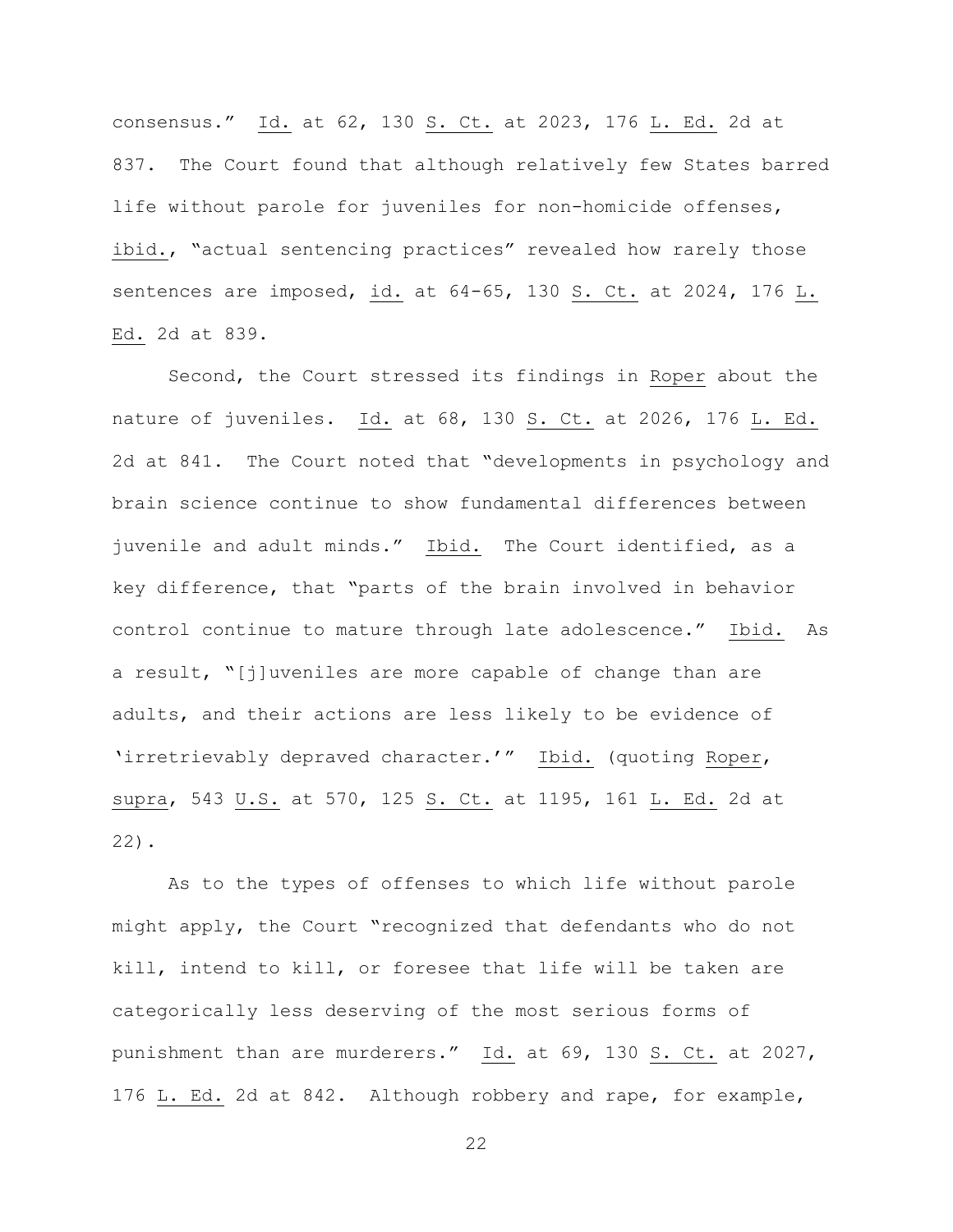consensus." Id. at 62, 130 S. Ct. at 2023, 176 L. Ed. 2d at 837. The Court found that although relatively few States barred life without parole for juveniles for non-homicide offenses, ibid., "actual sentencing practices" revealed how rarely those sentences are imposed, id. at 64-65, 130 S. Ct. at 2024, 176 L. Ed. 2d at 839.

Second, the Court stressed its findings in Roper about the nature of juveniles. Id. at 68, 130 S. Ct. at 2026, 176 L. Ed. 2d at 841. The Court noted that "developments in psychology and brain science continue to show fundamental differences between juvenile and adult minds." Ibid. The Court identified, as a key difference, that "parts of the brain involved in behavior control continue to mature through late adolescence." Ibid. As a result, "[j]uveniles are more capable of change than are adults, and their actions are less likely to be evidence of 'irretrievably depraved character.'" Ibid. (quoting Roper, supra, 543 U.S. at 570, 125 S. Ct. at 1195, 161 L. Ed. 2d at 22).

As to the types of offenses to which life without parole might apply, the Court "recognized that defendants who do not kill, intend to kill, or foresee that life will be taken are categorically less deserving of the most serious forms of punishment than are murderers." Id. at 69, 130 S. Ct. at 2027, 176 L. Ed. 2d at 842. Although robbery and rape, for example,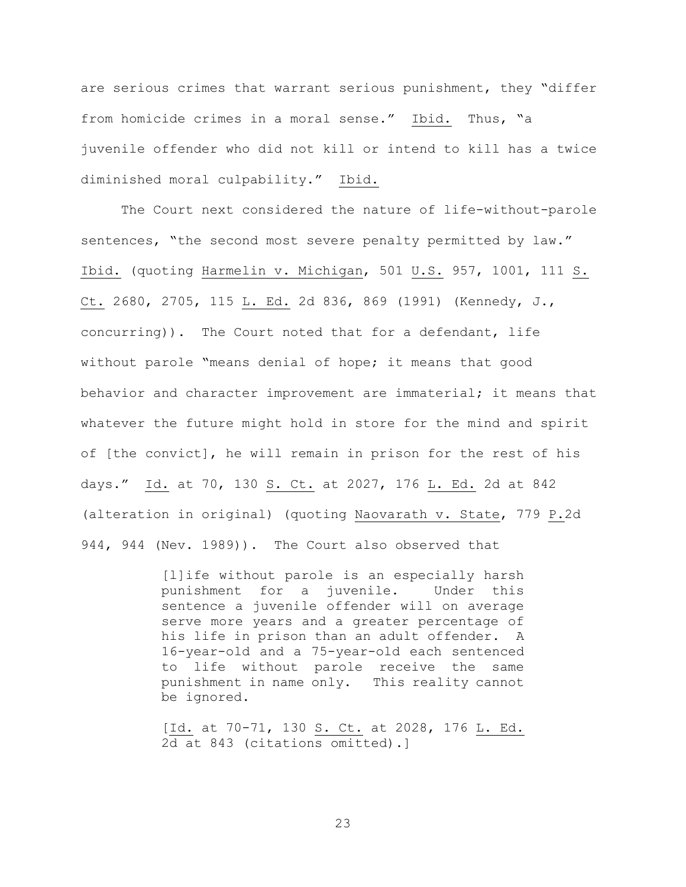are serious crimes that warrant serious punishment, they "differ from homicide crimes in a moral sense." Ibid. Thus, "a juvenile offender who did not kill or intend to kill has a twice diminished moral culpability." Ibid.

The Court next considered the nature of life-without-parole sentences, "the second most severe penalty permitted by law." Ibid. (quoting Harmelin v. Michigan, 501 U.S. 957, 1001, 111 S. Ct. 2680, 2705, 115 L. Ed. 2d 836, 869 (1991) (Kennedy, J., concurring)). The Court noted that for a defendant, life without parole "means denial of hope; it means that good behavior and character improvement are immaterial; it means that whatever the future might hold in store for the mind and spirit of [the convict], he will remain in prison for the rest of his days." Id. at 70, 130 S. Ct. at 2027, 176 L. Ed. 2d at 842 (alteration in original) (quoting Naovarath v. State, 779 P.2d 944, 944 (Nev. 1989)). The Court also observed that

> [l]ife without parole is an especially harsh punishment for a juvenile. Under this sentence a juvenile offender will on average serve more years and a greater percentage of his life in prison than an adult offender. A 16-year-old and a 75-year-old each sentenced to life without parole receive the same punishment in name only. This reality cannot be ignored.
>
> [Id. at 70-71, 130 S. Ct. at 2028, 176 L. Ed. 2d at 843 (citations omitted).]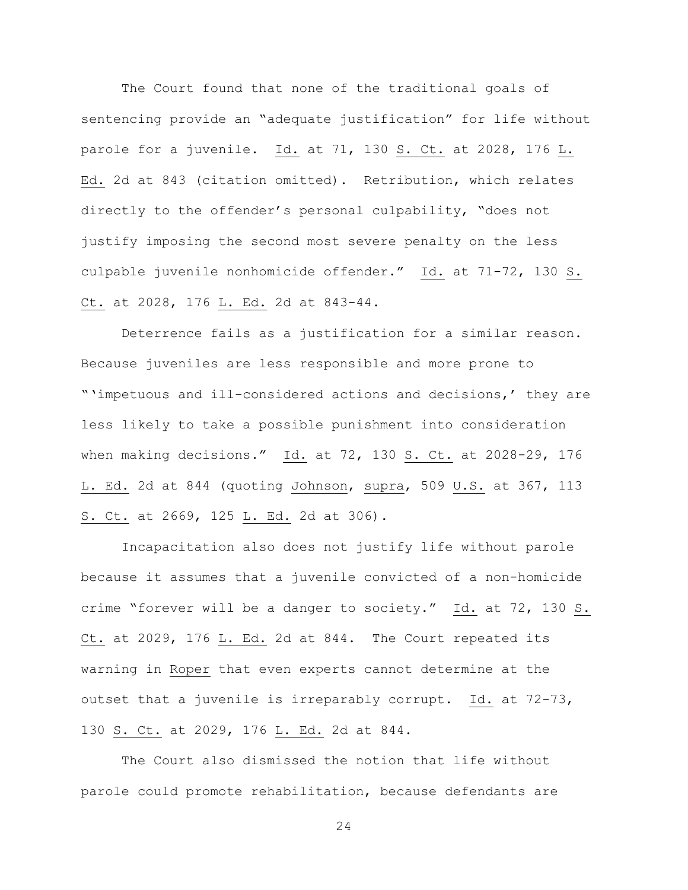The Court found that none of the traditional goals of sentencing provide an "adequate justification" for life without parole for a juvenile. Id. at 71, 130 S. Ct. at 2028, 176 L. Ed. 2d at 843 (citation omitted). Retribution, which relates directly to the offender's personal culpability, "does not justify imposing the second most severe penalty on the less culpable juvenile nonhomicide offender." Id. at 71-72, 130 S. Ct. at 2028, 176 L. Ed. 2d at 843-44.

Deterrence fails as a justification for a similar reason. Because juveniles are less responsible and more prone to "'impetuous and ill-considered actions and decisions,' they are less likely to take a possible punishment into consideration when making decisions." Id. at 72, 130 S. Ct. at 2028-29, 176 L. Ed. 2d at 844 (quoting Johnson, supra, 509 U.S. at 367, 113 S. Ct. at 2669, 125 L. Ed. 2d at 306).

Incapacitation also does not justify life without parole because it assumes that a juvenile convicted of a non-homicide crime "forever will be a danger to society." Id. at 72, 130 S. Ct. at 2029, 176 L. Ed. 2d at 844. The Court repeated its warning in Roper that even experts cannot determine at the outset that a juvenile is irreparably corrupt. Id. at 72-73, 130 S. Ct. at 2029, 176 L. Ed. 2d at 844.

The Court also dismissed the notion that life without parole could promote rehabilitation, because defendants are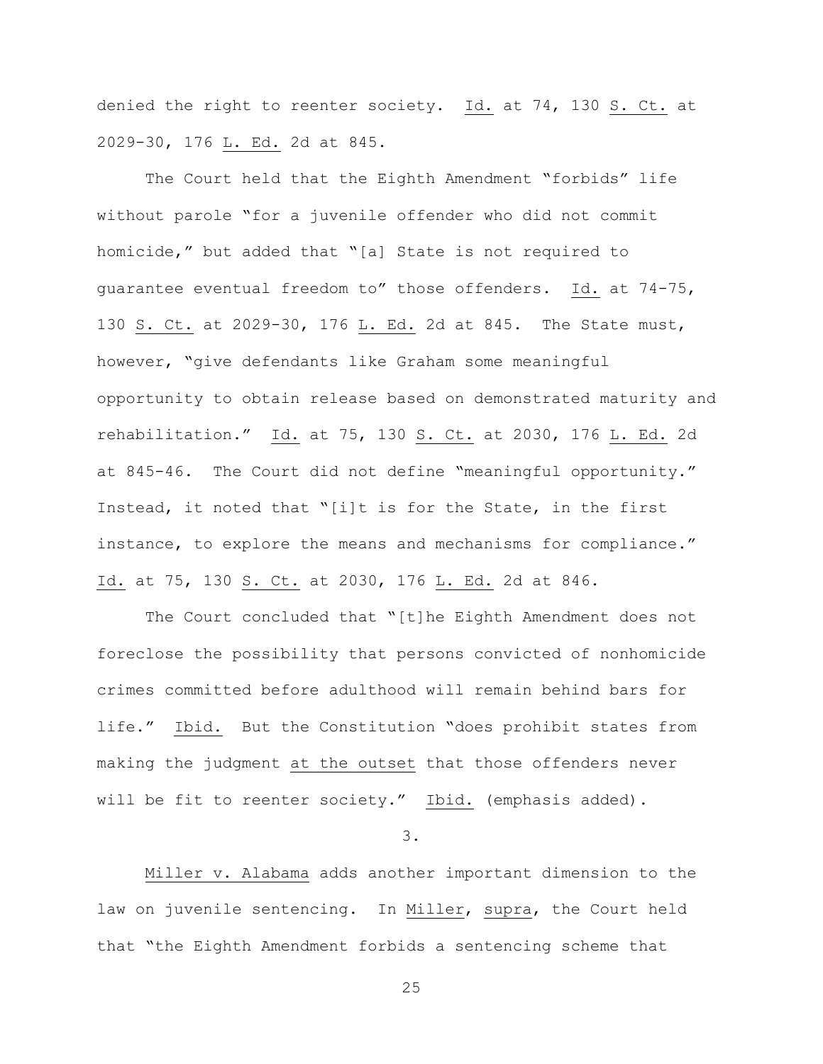denied the right to reenter society. Id. at 74, 130 S. Ct. at 2029-30, 176 L. Ed. 2d at 845.

The Court held that the Eighth Amendment "forbids" life without parole "for a juvenile offender who did not commit homicide," but added that "[a] State is not required to guarantee eventual freedom to" those offenders. Id. at 74-75, 130 S. Ct. at 2029-30, 176 L. Ed. 2d at 845. The State must, however, "give defendants like Graham some meaningful opportunity to obtain release based on demonstrated maturity and rehabilitation." Id. at 75, 130 S. Ct. at 2030, 176 L. Ed. 2d at 845-46. The Court did not define "meaningful opportunity." Instead, it noted that "[i]t is for the State, in the first instance, to explore the means and mechanisms for compliance." Id. at 75, 130 S. Ct. at 2030, 176 L. Ed. 2d at 846.

The Court concluded that "[t]he Eighth Amendment does not foreclose the possibility that persons convicted of nonhomicide crimes committed before adulthood will remain behind bars for life." Ibid. But the Constitution "does prohibit states from making the judgment at the outset that those offenders never will be fit to reenter society." Ibid. (emphasis added).

3.

Miller v. Alabama adds another important dimension to the law on juvenile sentencing. In Miller, supra, the Court held that "the Eighth Amendment forbids a sentencing scheme that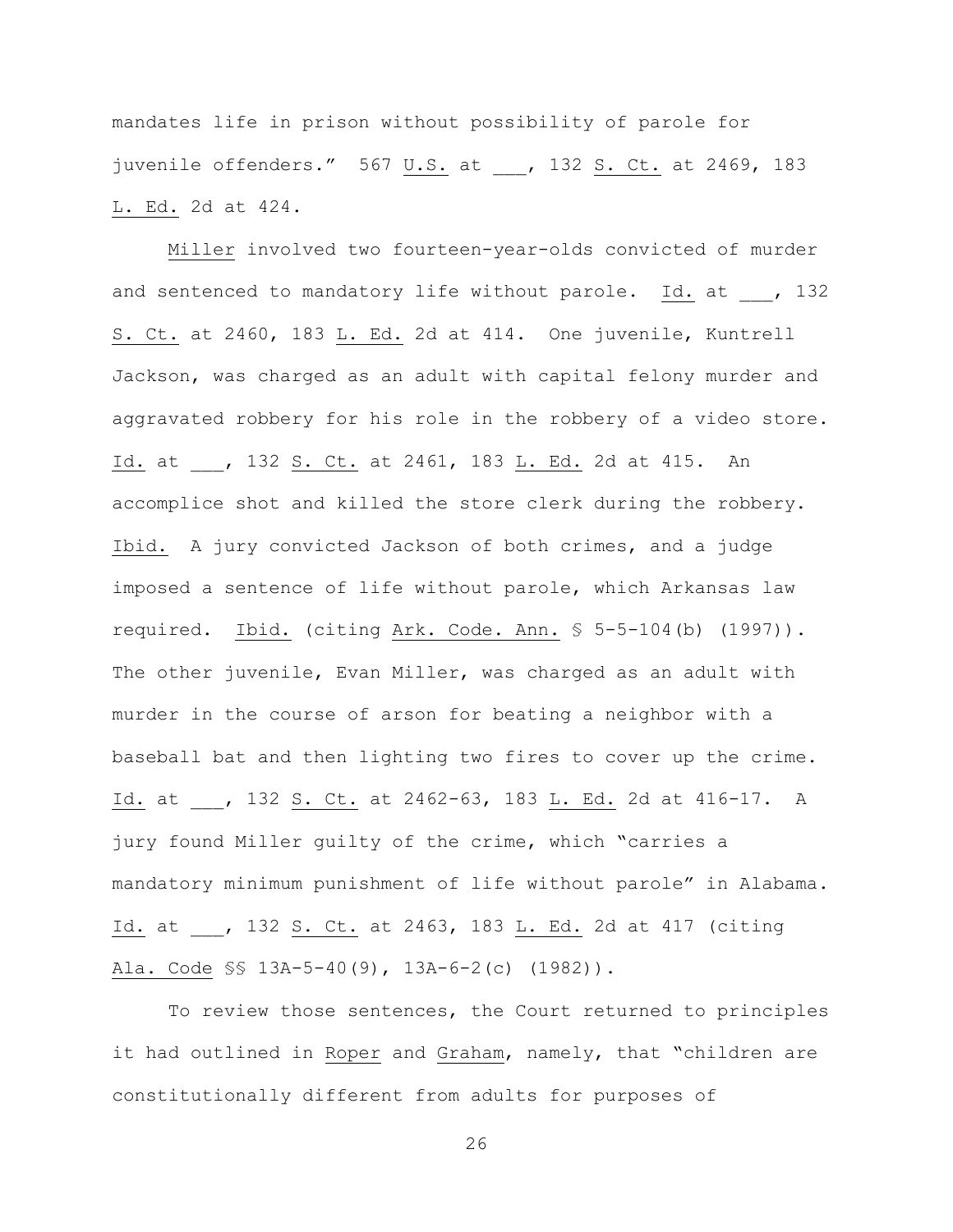mandates life in prison without possibility of parole for juvenile offenders." 567 U.S. at ___, 132 S. Ct. at 2469, 183 L. Ed. 2d at 424.

Miller involved two fourteen-year-olds convicted of murder and sentenced to mandatory life without parole. Id. at ___, 132 S. Ct. at 2460, 183 L. Ed. 2d at 414. One juvenile, Kuntrell Jackson, was charged as an adult with capital felony murder and aggravated robbery for his role in the robbery of a video store. Id. at ___, 132 S. Ct. at 2461, 183 L. Ed. 2d at 415. An accomplice shot and killed the store clerk during the robbery. Ibid. A jury convicted Jackson of both crimes, and a judge imposed a sentence of life without parole, which Arkansas law required. Ibid. (citing Ark. Code. Ann. § 5-5-104(b) (1997)). The other juvenile, Evan Miller, was charged as an adult with murder in the course of arson for beating a neighbor with a baseball bat and then lighting two fires to cover up the crime. Id. at ___, 132 S. Ct. at 2462-63, 183 L. Ed. 2d at 416-17. A jury found Miller guilty of the crime, which "carries a mandatory minimum punishment of life without parole" in Alabama. Id. at ___, 132 S. Ct. at 2463, 183 L. Ed. 2d at 417 (citing Ala. Code §§ 13A-5-40(9), 13A-6-2(c) (1982)).

To review those sentences, the Court returned to principles it had outlined in Roper and Graham, namely, that "children are constitutionally different from adults for purposes of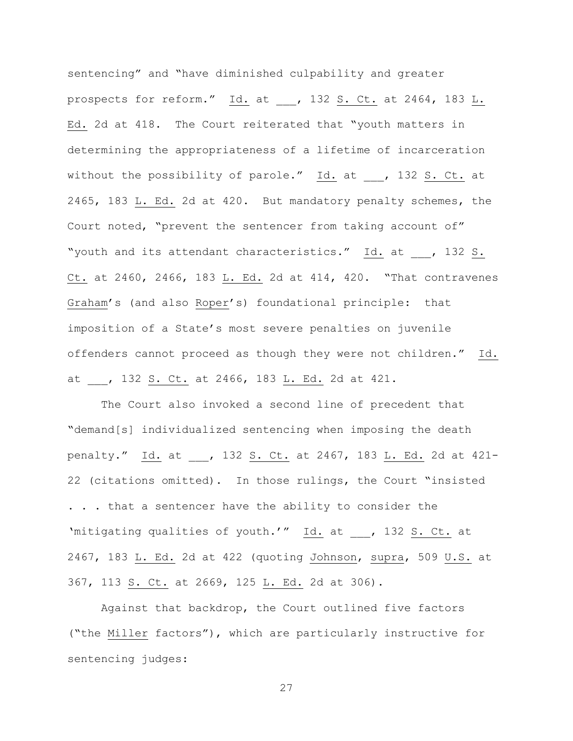sentencing" and "have diminished culpability and greater prospects for reform." Id. at ___, 132 S. Ct. at 2464, 183 L. Ed. 2d at 418. The Court reiterated that "youth matters in determining the appropriateness of a lifetime of incarceration without the possibility of parole." Id. at ___, 132 S. Ct. at 2465, 183 L. Ed. 2d at 420. But mandatory penalty schemes, the Court noted, "prevent the sentencer from taking account of" "youth and its attendant characteristics." Id. at ___, 132 S. Ct. at 2460, 2466, 183 L. Ed. 2d at 414, 420. "That contravenes Graham's (and also Roper's) foundational principle: that imposition of a State's most severe penalties on juvenile offenders cannot proceed as though they were not children." Id. at ___, 132 S. Ct. at 2466, 183 L. Ed. 2d at 421.

The Court also invoked a second line of precedent that "demand[s] individualized sentencing when imposing the death penalty." Id. at ___, 132 S. Ct. at 2467, 183 L. Ed. 2d at 421-22 (citations omitted). In those rulings, the Court "insisted . . . that a sentencer have the ability to consider the 'mitigating qualities of youth.'" Id. at ___, 132 S. Ct. at 2467, 183 L. Ed. 2d at 422 (quoting Johnson, supra, 509 U.S. at 367, 113 S. Ct. at 2669, 125 L. Ed. 2d at 306).

Against that backdrop, the Court outlined five factors ("the Miller factors"), which are particularly instructive for sentencing judges: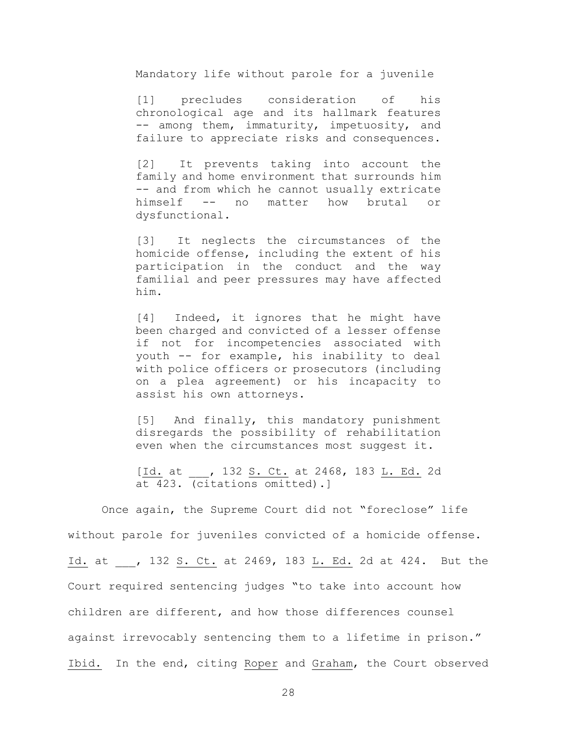> Mandatory life without parole for a juvenile
>
> [1] precludes consideration of his chronological age and its hallmark features -- among them, immaturity, impetuosity, and failure to appreciate risks and consequences.
>
> [2] It prevents taking into account the family and home environment that surrounds him -- and from which he cannot usually extricate himself -- no matter how brutal or dysfunctional.
>
> [3] It neglects the circumstances of the homicide offense, including the extent of his participation in the conduct and the way familial and peer pressures may have affected him.
>
> [4] Indeed, it ignores that he might have been charged and convicted of a lesser offense if not for incompetencies associated with youth -- for example, his inability to deal with police officers or prosecutors (including on a plea agreement) or his incapacity to assist his own attorneys.
>
> [5] And finally, this mandatory punishment disregards the possibility of rehabilitation even when the circumstances most suggest it.
>
> [Id. at ___, 132 S. Ct. at 2468, 183 L. Ed. 2d at 423. (citations omitted).]

Once again, the Supreme Court did not "foreclose" life without parole for juveniles convicted of a homicide offense. Id. at ___, 132 S. Ct. at 2469, 183 L. Ed. 2d at 424. But the Court required sentencing judges "to take into account how children are different, and how those differences counsel against irrevocably sentencing them to a lifetime in prison." Ibid. In the end, citing Roper and Graham, the Court observed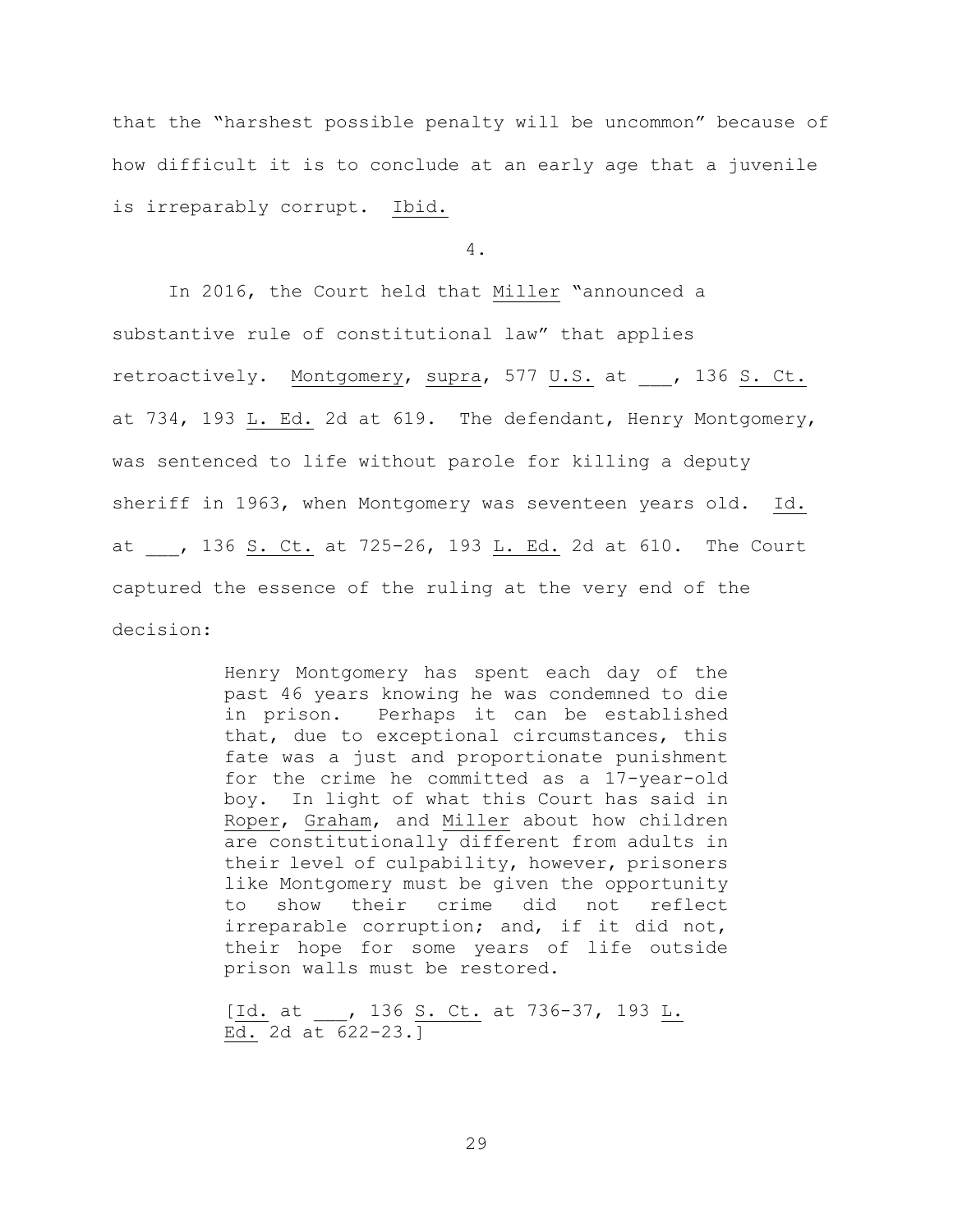that the "harshest possible penalty will be uncommon" because of how difficult it is to conclude at an early age that a juvenile is irreparably corrupt. Ibid.

4.

In 2016, the Court held that Miller "announced a substantive rule of constitutional law" that applies retroactively. Montgomery, supra, 577 U.S. at ___, 136 S. Ct. at 734, 193 L. Ed. 2d at 619. The defendant, Henry Montgomery, was sentenced to life without parole for killing a deputy sheriff in 1963, when Montgomery was seventeen years old. Id. at ___, 136 S. Ct. at 725-26, 193 L. Ed. 2d at 610. The Court captured the essence of the ruling at the very end of the decision:

> Henry Montgomery has spent each day of the past 46 years knowing he was condemned to die in prison. Perhaps it can be established that, due to exceptional circumstances, this fate was a just and proportionate punishment for the crime he committed as a 17-year-old boy. In light of what this Court has said in Roper, Graham, and Miller about how children are constitutionally different from adults in their level of culpability, however, prisoners like Montgomery must be given the opportunity to show their crime did not reflect irreparable corruption; and, if it did not, their hope for some years of life outside prison walls must be restored.
>
> [Id. at ___, 136 S. Ct. at 736-37, 193 L. Ed. 2d at 622-23.]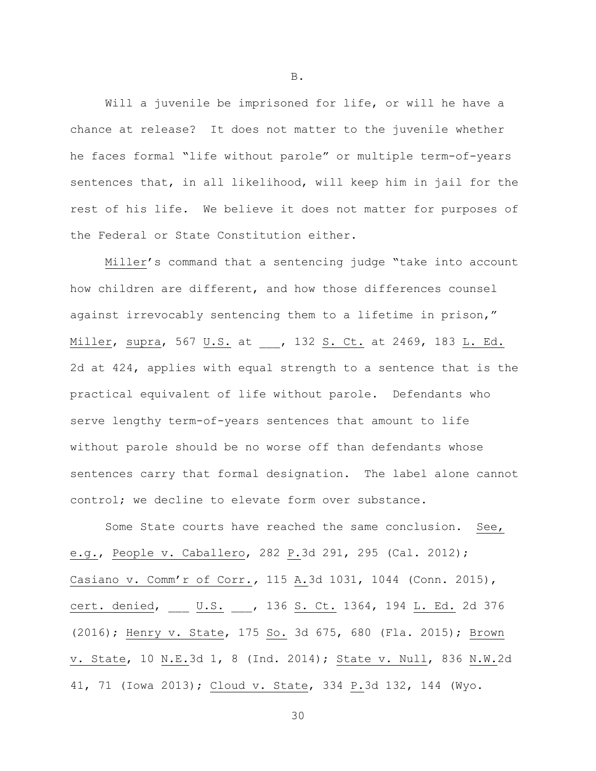B.

Will a juvenile be imprisoned for life, or will he have a chance at release? It does not matter to the juvenile whether he faces formal "life without parole" or multiple term-of-years sentences that, in all likelihood, will keep him in jail for the rest of his life. We believe it does not matter for purposes of the Federal or State Constitution either.

Miller's command that a sentencing judge "take into account how children are different, and how those differences counsel against irrevocably sentencing them to a lifetime in prison," Miller, supra, 567 U.S. at ___, 132 S. Ct. at 2469, 183 L. Ed. 2d at 424, applies with equal strength to a sentence that is the practical equivalent of life without parole. Defendants who serve lengthy term-of-years sentences that amount to life without parole should be no worse off than defendants whose sentences carry that formal designation. The label alone cannot control; we decline to elevate form over substance.

Some State courts have reached the same conclusion. See, e.g., People v. Caballero, 282 P.3d 291, 295 (Cal. 2012); Casiano v. Comm'r of Corr., 115 A.3d 1031, 1044 (Conn. 2015), cert. denied, ___ U.S. ___, 136 S. Ct. 1364, 194 L. Ed. 2d 376 (2016); Henry v. State, 175 So. 3d 675, 680 (Fla. 2015); Brown v. State, 10 N.E.3d 1, 8 (Ind. 2014); State v. Null, 836 N.W.2d 41, 71 (Iowa 2013); Cloud v. State, 334 P.3d 132, 144 (Wyo.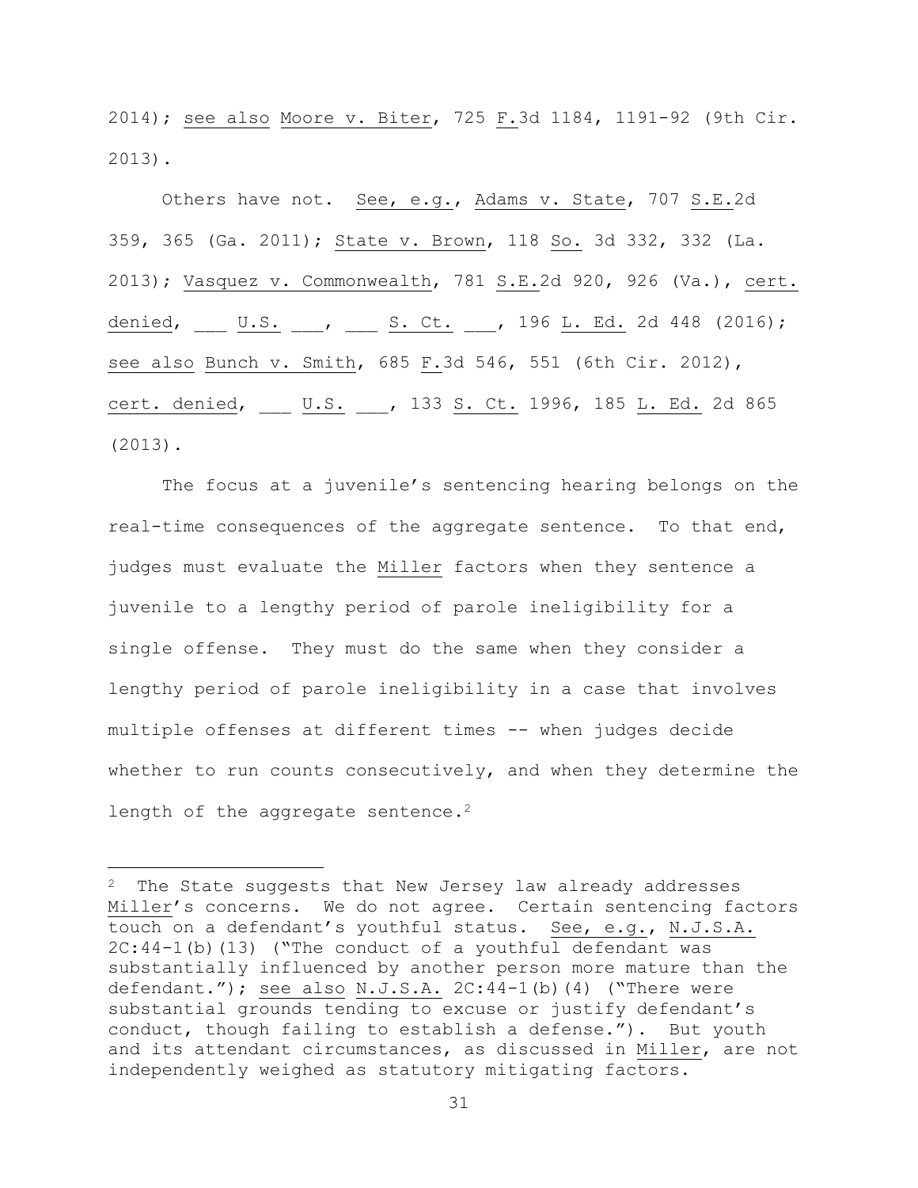2014); see also Moore v. Biter, 725 F.3d 1184, 1191-92 (9th Cir. 2013).

Others have not. See, e.g., Adams v. State, 707 S.E.2d 359, 365 (Ga. 2011); State v. Brown, 118 So. 3d 332, 332 (La. 2013); Vasquez v. Commonwealth, 781 S.E.2d 920, 926 (Va.), cert. denied, ___ U.S. ___, ___ S. Ct. ___, 196 L. Ed. 2d 448 (2016); see also Bunch v. Smith, 685 F.3d 546, 551 (6th Cir. 2012), cert. denied, ___ U.S. ___, 133 S. Ct. 1996, 185 L. Ed. 2d 865 (2013).

The focus at a juvenile's sentencing hearing belongs on the real-time consequences of the aggregate sentence. To that end, judges must evaluate the Miller factors when they sentence a juvenile to a lengthy period of parole ineligibility for a single offense. They must do the same when they consider a lengthy period of parole ineligibility in a case that involves multiple offenses at different times -- when judges decide whether to run counts consecutively, and when they determine the length of the aggregate sentence.[2]

---

[2] The State suggests that New Jersey law already addresses Miller's concerns. We do not agree. Certain sentencing factors touch on a defendant's youthful status. See, e.g., N.J.S.A. 2C:44-1(b)(13) ("The conduct of a youthful defendant was substantially influenced by another person more mature than the defendant."); see also N.J.S.A. 2C:44-1(b)(4) ("There were substantial grounds tending to excuse or justify defendant's conduct, though failing to establish a defense."). But youth and its attendant circumstances, as discussed in Miller, are not independently weighed as statutory mitigating factors.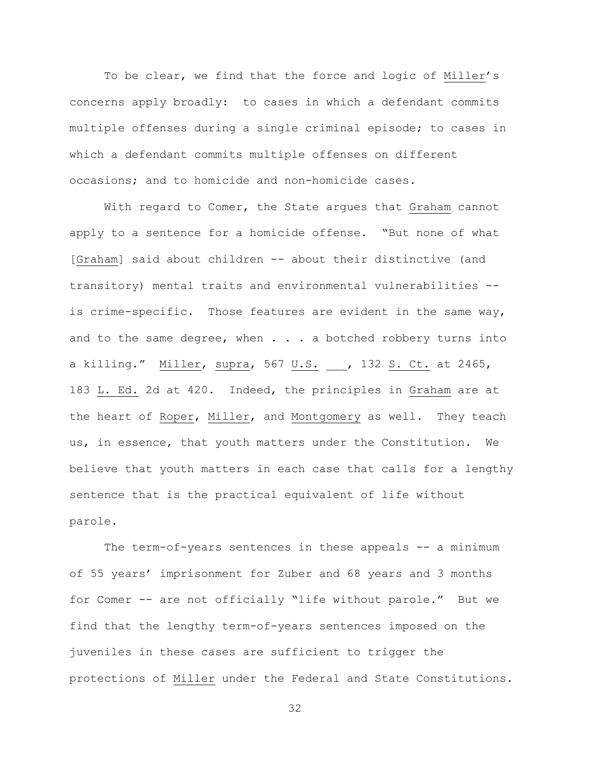To be clear, we find that the force and logic of Miller's concerns apply broadly: to cases in which a defendant commits multiple offenses during a single criminal episode; to cases in which a defendant commits multiple offenses on different occasions; and to homicide and non-homicide cases.

With regard to Comer, the State argues that Graham cannot apply to a sentence for a homicide offense. "But none of what [Graham] said about children -- about their distinctive (and transitory) mental traits and environmental vulnerabilities -- is crime-specific. Those features are evident in the same way, and to the same degree, when . . . a botched robbery turns into a killing." Miller, supra, 567 U.S. ___, 132 S. Ct. at 2465, 183 L. Ed. 2d at 420. Indeed, the principles in Graham are at the heart of Roper, Miller, and Montgomery as well. They teach us, in essence, that youth matters under the Constitution. We believe that youth matters in each case that calls for a lengthy sentence that is the practical equivalent of life without parole.

The term-of-years sentences in these appeals -- a minimum of 55 years' imprisonment for Zuber and 68 years and 3 months for Comer -- are not officially "life without parole." But we find that the lengthy term-of-years sentences imposed on the juveniles in these cases are sufficient to trigger the protections of Miller under the Federal and State Constitutions.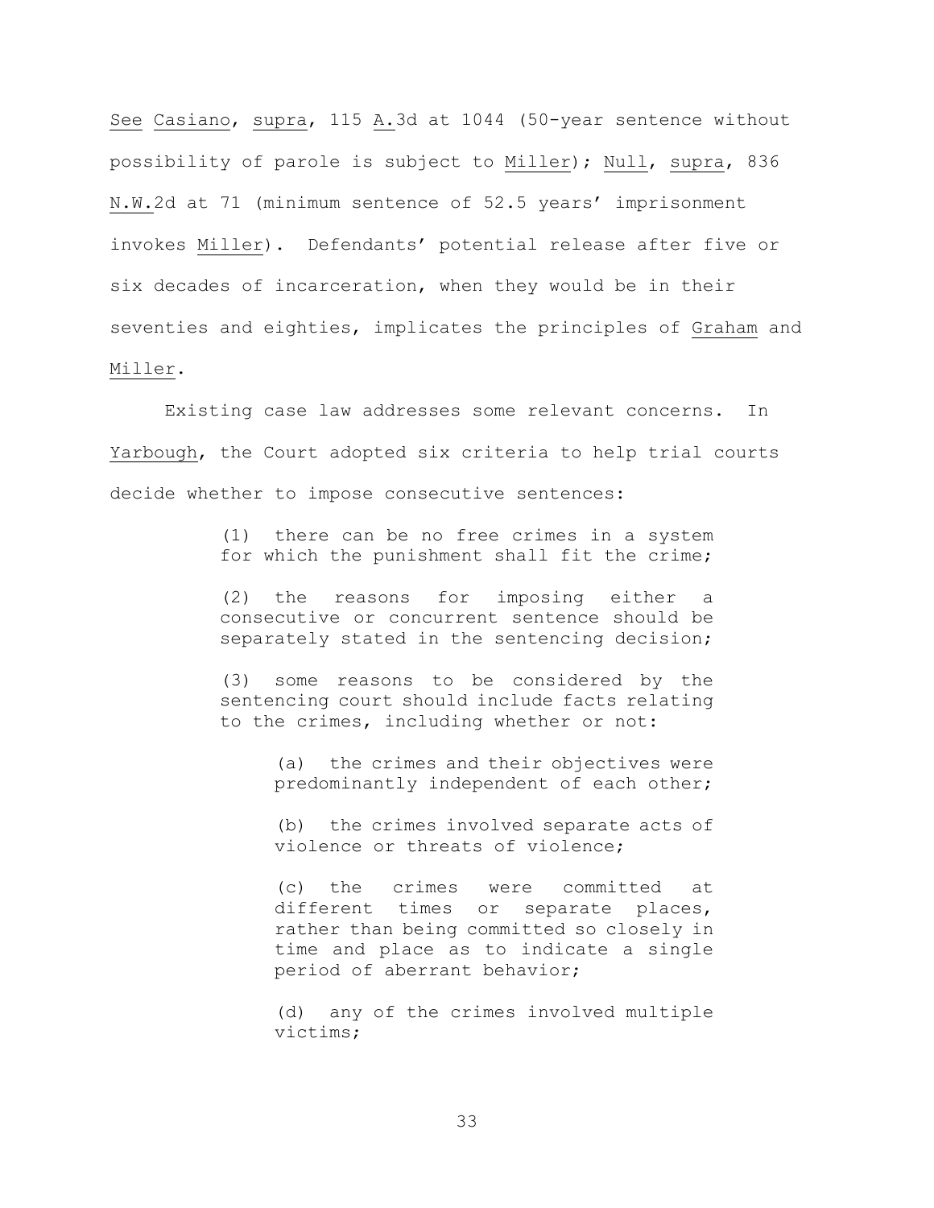See Casiano, supra, 115 A.3d at 1044 (50-year sentence without possibility of parole is subject to Miller); Null, supra, 836 N.W.2d at 71 (minimum sentence of 52.5 years' imprisonment invokes Miller). Defendants' potential release after five or six decades of incarceration, when they would be in their seventies and eighties, implicates the principles of Graham and Miller.

Existing case law addresses some relevant concerns. In Yarbough, the Court adopted six criteria to help trial courts decide whether to impose consecutive sentences:

> (1) there can be no free crimes in a system for which the punishment shall fit the crime;
>
> (2) the reasons for imposing either a consecutive or concurrent sentence should be separately stated in the sentencing decision;
>
> (3) some reasons to be considered by the sentencing court should include facts relating to the crimes, including whether or not:
>
> > (a) the crimes and their objectives were predominantly independent of each other;
> >
> > (b) the crimes involved separate acts of violence or threats of violence;
> >
> > (c) the crimes were committed at different times or separate places, rather than being committed so closely in time and place as to indicate a single period of aberrant behavior;
> >
> > (d) any of the crimes involved multiple victims;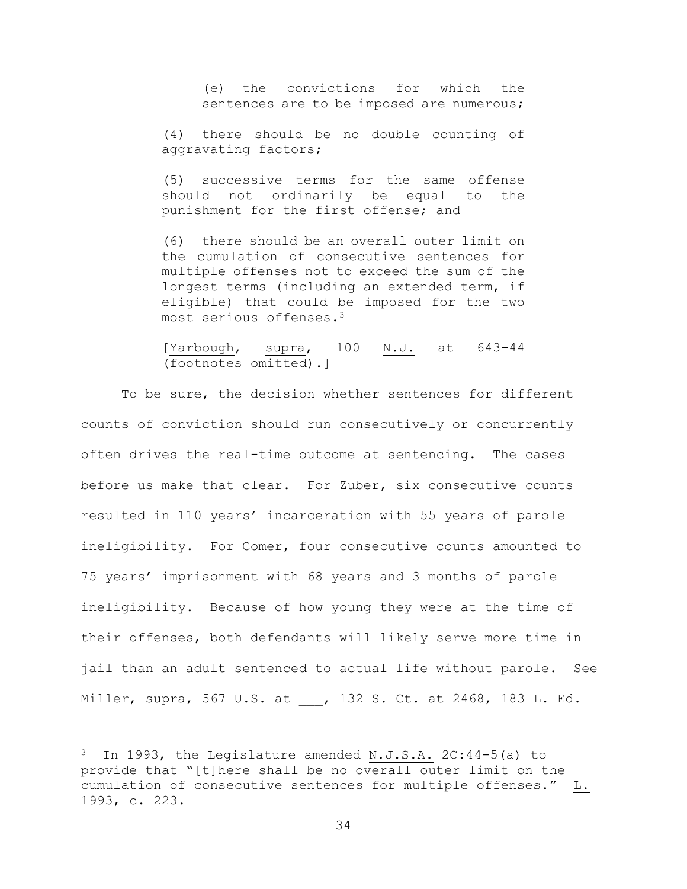> (e) the convictions for which the sentences are to be imposed are numerous;
>
> (4) there should be no double counting of aggravating factors;
>
> (5) successive terms for the same offense should not ordinarily be equal to the punishment for the first offense; and
>
> (6) there should be an overall outer limit on the cumulation of consecutive sentences for multiple offenses not to exceed the sum of the longest terms (including an extended term, if eligible) that could be imposed for the two most serious offenses.[3]
>
> [Yarbough, supra, 100 N.J. at 643-44 (footnotes omitted).]

To be sure, the decision whether sentences for different counts of conviction should run consecutively or concurrently often drives the real-time outcome at sentencing. The cases before us make that clear. For Zuber, six consecutive counts resulted in 110 years' incarceration with 55 years of parole ineligibility. For Comer, four consecutive counts amounted to 75 years' imprisonment with 68 years and 3 months of parole ineligibility. Because of how young they were at the time of their offenses, both defendants will likely serve more time in jail than an adult sentenced to actual life without parole. See Miller, supra, 567 U.S. at ___, 132 S. Ct. at 2468, 183 L. Ed.

---

[3] In 1993, the Legislature amended N.J.S.A. 2C:44-5(a) to provide that "[t]here shall be no overall outer limit on the cumulation of consecutive sentences for multiple offenses." L. 1993, c. 223.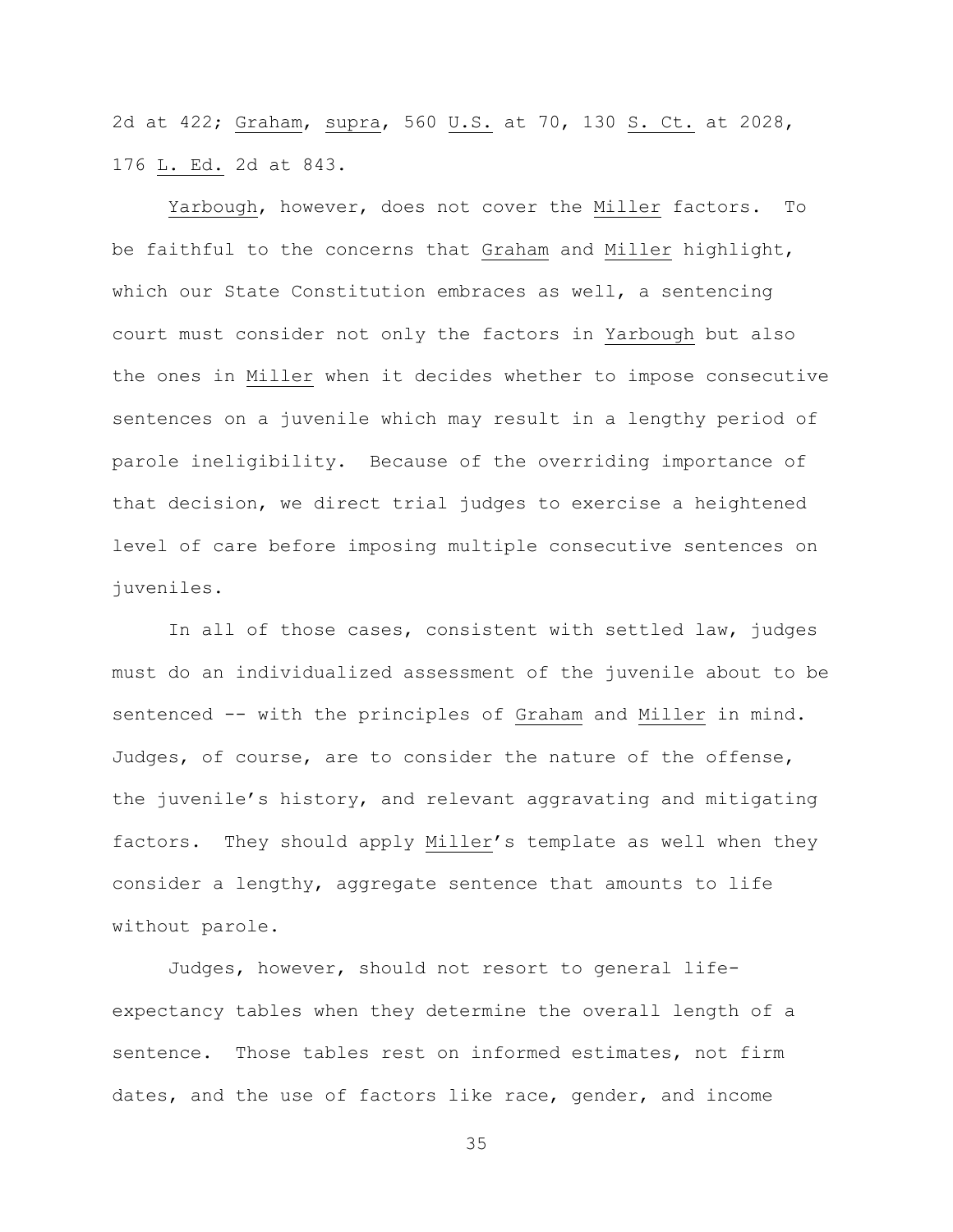2d at 422; Graham, supra, 560 U.S. at 70, 130 S. Ct. at 2028, 176 L. Ed. 2d at 843.

Yarbough, however, does not cover the Miller factors. To be faithful to the concerns that Graham and Miller highlight, which our State Constitution embraces as well, a sentencing court must consider not only the factors in Yarbough but also the ones in Miller when it decides whether to impose consecutive sentences on a juvenile which may result in a lengthy period of parole ineligibility. Because of the overriding importance of that decision, we direct trial judges to exercise a heightened level of care before imposing multiple consecutive sentences on juveniles.

In all of those cases, consistent with settled law, judges must do an individualized assessment of the juvenile about to be sentenced -- with the principles of Graham and Miller in mind. Judges, of course, are to consider the nature of the offense, the juvenile's history, and relevant aggravating and mitigating factors. They should apply Miller's template as well when they consider a lengthy, aggregate sentence that amounts to life without parole.

Judges, however, should not resort to general life-expectancy tables when they determine the overall length of a sentence. Those tables rest on informed estimates, not firm dates, and the use of factors like race, gender, and income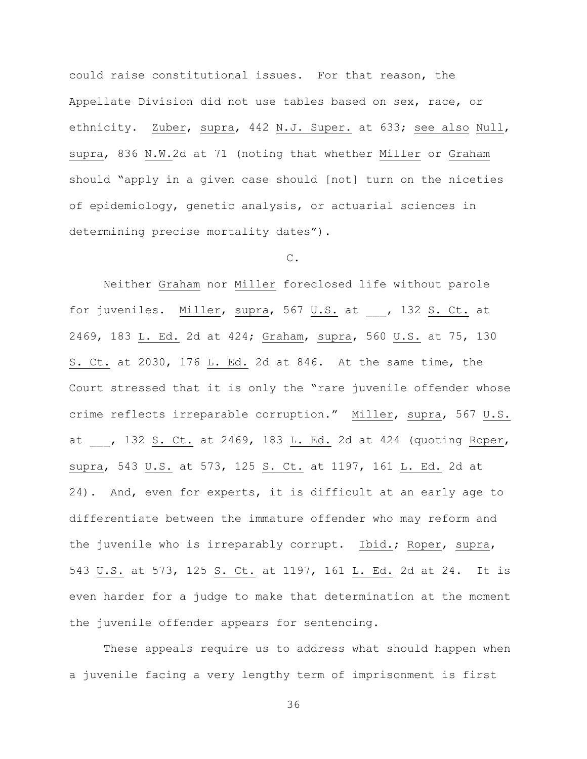could raise constitutional issues. For that reason, the Appellate Division did not use tables based on sex, race, or ethnicity. Zuber, supra, 442 N.J. Super. at 633; see also Null, supra, 836 N.W.2d at 71 (noting that whether Miller or Graham should "apply in a given case should [not] turn on the niceties of epidemiology, genetic analysis, or actuarial sciences in determining precise mortality dates").

C.

Neither Graham nor Miller foreclosed life without parole for juveniles. Miller, supra, 567 U.S. at ___, 132 S. Ct. at 2469, 183 L. Ed. 2d at 424; Graham, supra, 560 U.S. at 75, 130 S. Ct. at 2030, 176 L. Ed. 2d at 846. At the same time, the Court stressed that it is only the "rare juvenile offender whose crime reflects irreparable corruption." Miller, supra, 567 U.S. at ___, 132 S. Ct. at 2469, 183 L. Ed. 2d at 424 (quoting Roper, supra, 543 U.S. at 573, 125 S. Ct. at 1197, 161 L. Ed. 2d at 24). And, even for experts, it is difficult at an early age to differentiate between the immature offender who may reform and the juvenile who is irreparably corrupt. Ibid.; Roper, supra, 543 U.S. at 573, 125 S. Ct. at 1197, 161 L. Ed. 2d at 24. It is even harder for a judge to make that determination at the moment the juvenile offender appears for sentencing.

These appeals require us to address what should happen when a juvenile facing a very lengthy term of imprisonment is first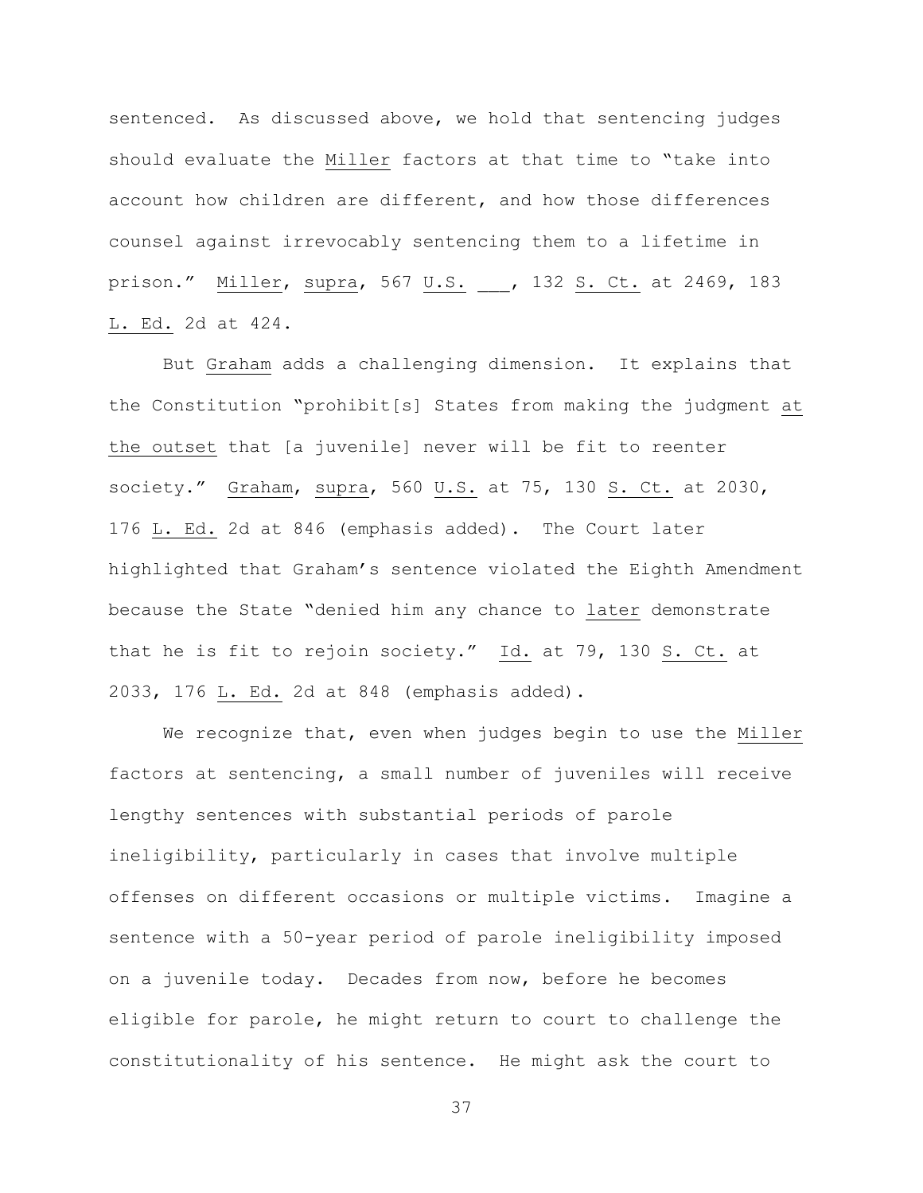sentenced. As discussed above, we hold that sentencing judges should evaluate the Miller factors at that time to "take into account how children are different, and how those differences counsel against irrevocably sentencing them to a lifetime in prison." Miller, supra, 567 U.S. ___, 132 S. Ct. at 2469, 183 L. Ed. 2d at 424.

But Graham adds a challenging dimension. It explains that the Constitution "prohibit[s] States from making the judgment at the outset that [a juvenile] never will be fit to reenter society." Graham, supra, 560 U.S. at 75, 130 S. Ct. at 2030, 176 L. Ed. 2d at 846 (emphasis added). The Court later highlighted that Graham's sentence violated the Eighth Amendment because the State "denied him any chance to later demonstrate that he is fit to rejoin society." Id. at 79, 130 S. Ct. at 2033, 176 L. Ed. 2d at 848 (emphasis added).

We recognize that, even when judges begin to use the Miller factors at sentencing, a small number of juveniles will receive lengthy sentences with substantial periods of parole ineligibility, particularly in cases that involve multiple offenses on different occasions or multiple victims. Imagine a sentence with a 50-year period of parole ineligibility imposed on a juvenile today. Decades from now, before he becomes eligible for parole, he might return to court to challenge the constitutionality of his sentence. He might ask the court to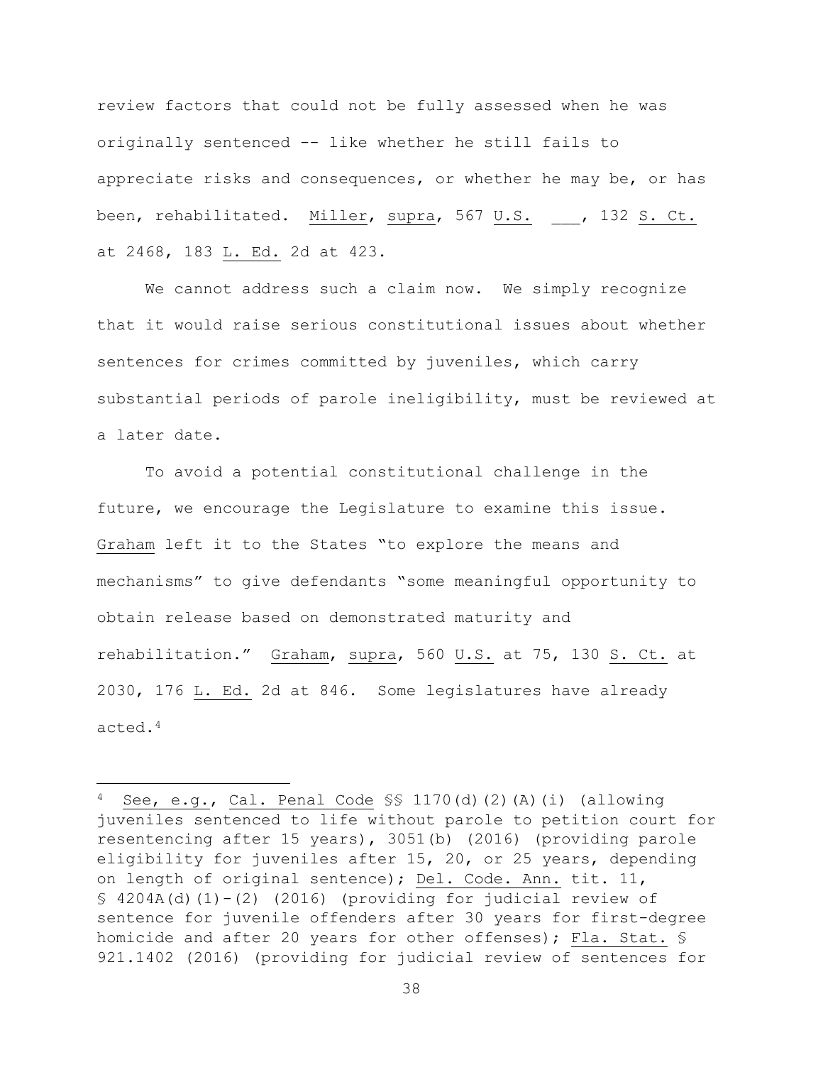review factors that could not be fully assessed when he was originally sentenced -- like whether he still fails to appreciate risks and consequences, or whether he may be, or has been, rehabilitated. Miller, supra, 567 U.S. \_\_\_, 132 S. Ct. at 2468, 183 L. Ed. 2d at 423.

We cannot address such a claim now. We simply recognize that it would raise serious constitutional issues about whether sentences for crimes committed by juveniles, which carry substantial periods of parole ineligibility, must be reviewed at a later date.

To avoid a potential constitutional challenge in the future, we encourage the Legislature to examine this issue. Graham left it to the States "to explore the means and mechanisms" to give defendants "some meaningful opportunity to obtain release based on demonstrated maturity and rehabilitation." Graham, supra, 560 U.S. at 75, 130 S. Ct. at 2030, 176 L. Ed. 2d at 846. Some legislatures have already acted.[4]

---

[4] See, e.g., Cal. Penal Code §§ 1170(d)(2)(A)(i) (allowing juveniles sentenced to life without parole to petition court for resentencing after 15 years), 3051(b) (2016) (providing parole eligibility for juveniles after 15, 20, or 25 years, depending on length of original sentence); Del. Code Ann. tit. 11, § 4204A(d)(1)-(2) (2016) (providing for judicial review of sentence for juvenile offenders after 30 years for first-degree homicide and after 20 years for other offenses); Fla. Stat. § 921.1402 (2016) (providing for judicial review of sentences for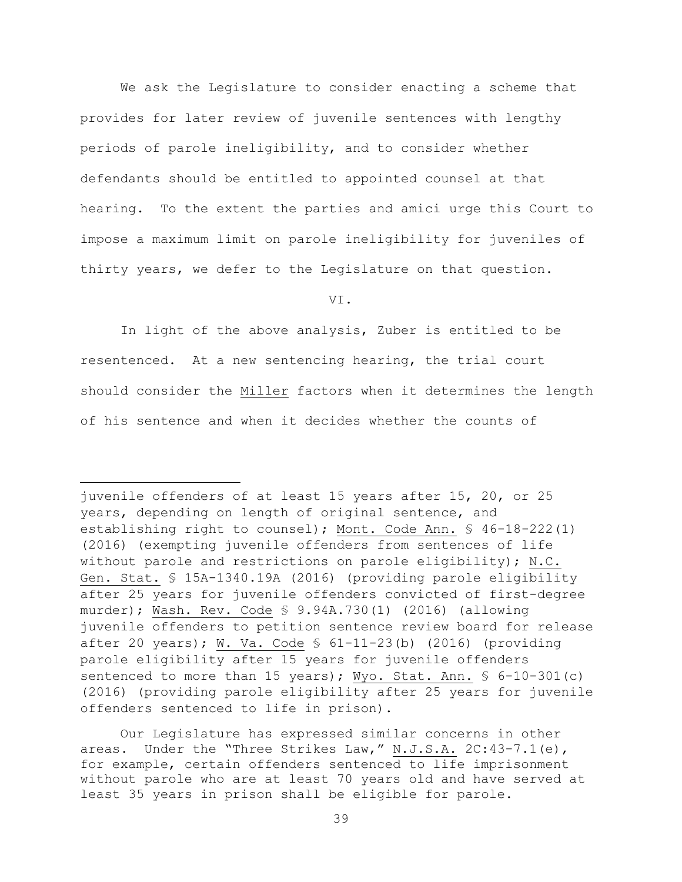We ask the Legislature to consider enacting a scheme that provides for later review of juvenile sentences with lengthy periods of parole ineligibility, and to consider whether defendants should be entitled to appointed counsel at that hearing. To the extent the parties and amici urge this Court to impose a maximum limit on parole ineligibility for juveniles of thirty years, we defer to the Legislature on that question.

## VI.

In light of the above analysis, Zuber is entitled to be resentenced. At a new sentencing hearing, the trial court should consider the Miller factors when it determines the length of his sentence and when it decides whether the counts of

---

juvenile offenders of at least 15 years after 15, 20, or 25 years, depending on length of original sentence, and establishing right to counsel); Mont. Code Ann. § 46-18-222(1) (2016) (exempting juvenile offenders from sentences of life without parole and restrictions on parole eligibility); N.C. Gen. Stat. § 15A-1340.19A (2016) (providing parole eligibility after 25 years for juvenile offenders convicted of first-degree murder); Wash. Rev. Code § 9.94A.730(1) (2016) (allowing juvenile offenders to petition sentence review board for release after 20 years); W. Va. Code § 61-11-23(b) (2016) (providing parole eligibility after 15 years for juvenile offenders sentenced to more than 15 years); Wyo. Stat. Ann. § 6-10-301(c) (2016) (providing parole eligibility after 25 years for juvenile offenders sentenced to life in prison).

Our Legislature has expressed similar concerns in other areas. Under the "Three Strikes Law," N.J.S.A. 2C:43-7.1(e), for example, certain offenders sentenced to life imprisonment without parole who are at least 70 years old and have served at least 35 years in prison shall be eligible for parole.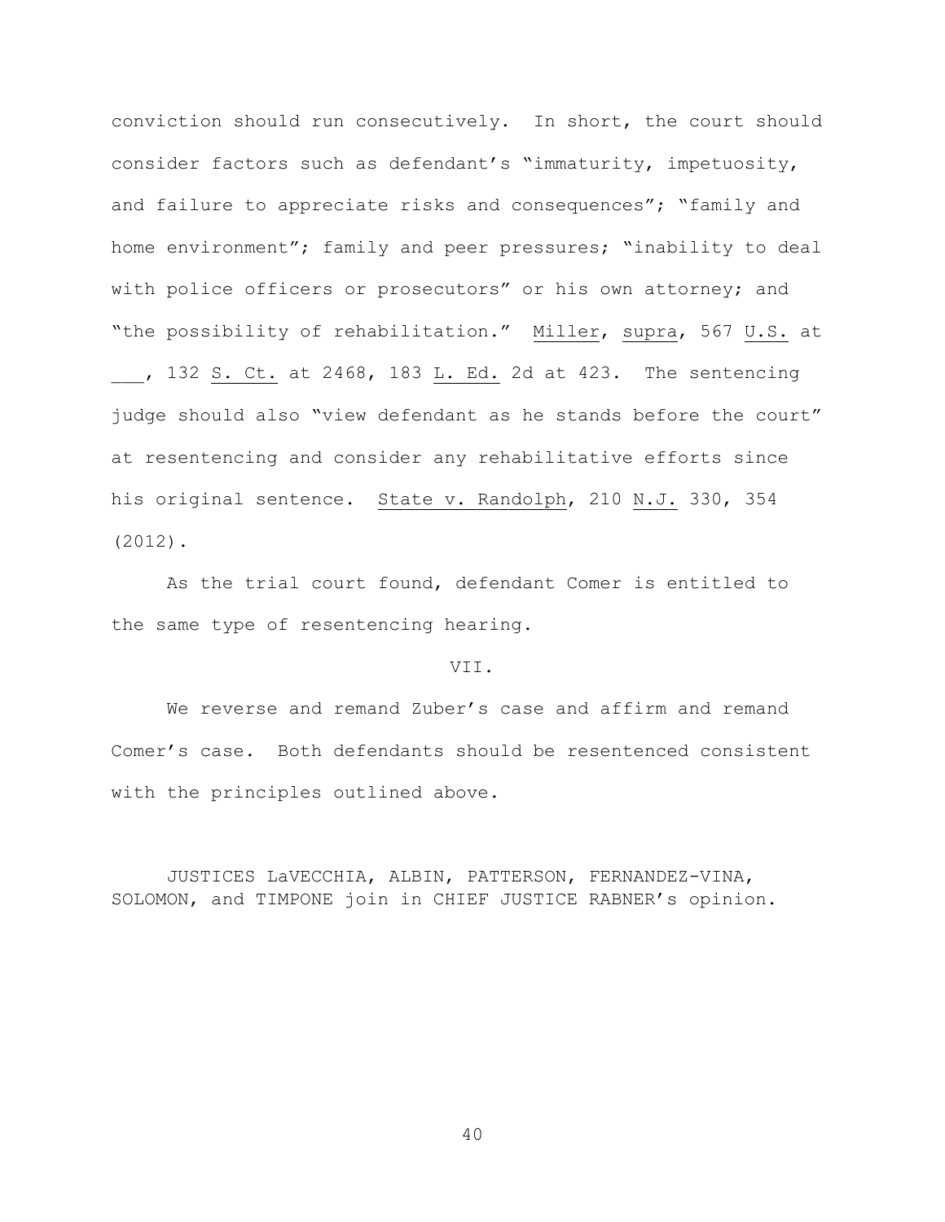conviction should run consecutively. In short, the court should consider factors such as defendant's "immaturity, impetuosity, and failure to appreciate risks and consequences"; "family and home environment"; family and peer pressures; "inability to deal with police officers or prosecutors" or his own attorney; and "the possibility of rehabilitation." Miller, supra, 567 U.S. at ___, 132 S. Ct. at 2468, 183 L. Ed. 2d at 423. The sentencing judge should also "view defendant as he stands before the court" at resentencing and consider any rehabilitative efforts since his original sentence. State v. Randolph, 210 N.J. 330, 354 (2012).

As the trial court found, defendant Comer is entitled to the same type of resentencing hearing.

## VII.

We reverse and remand Zuber's case and affirm and remand Comer's case. Both defendants should be resentenced consistent with the principles outlined above.

JUSTICES LaVECCHIA, ALBIN, PATTERSON, FERNANDEZ-VINA, SOLOMON, and TIMPONE join in CHIEF JUSTICE RABNER's opinion.